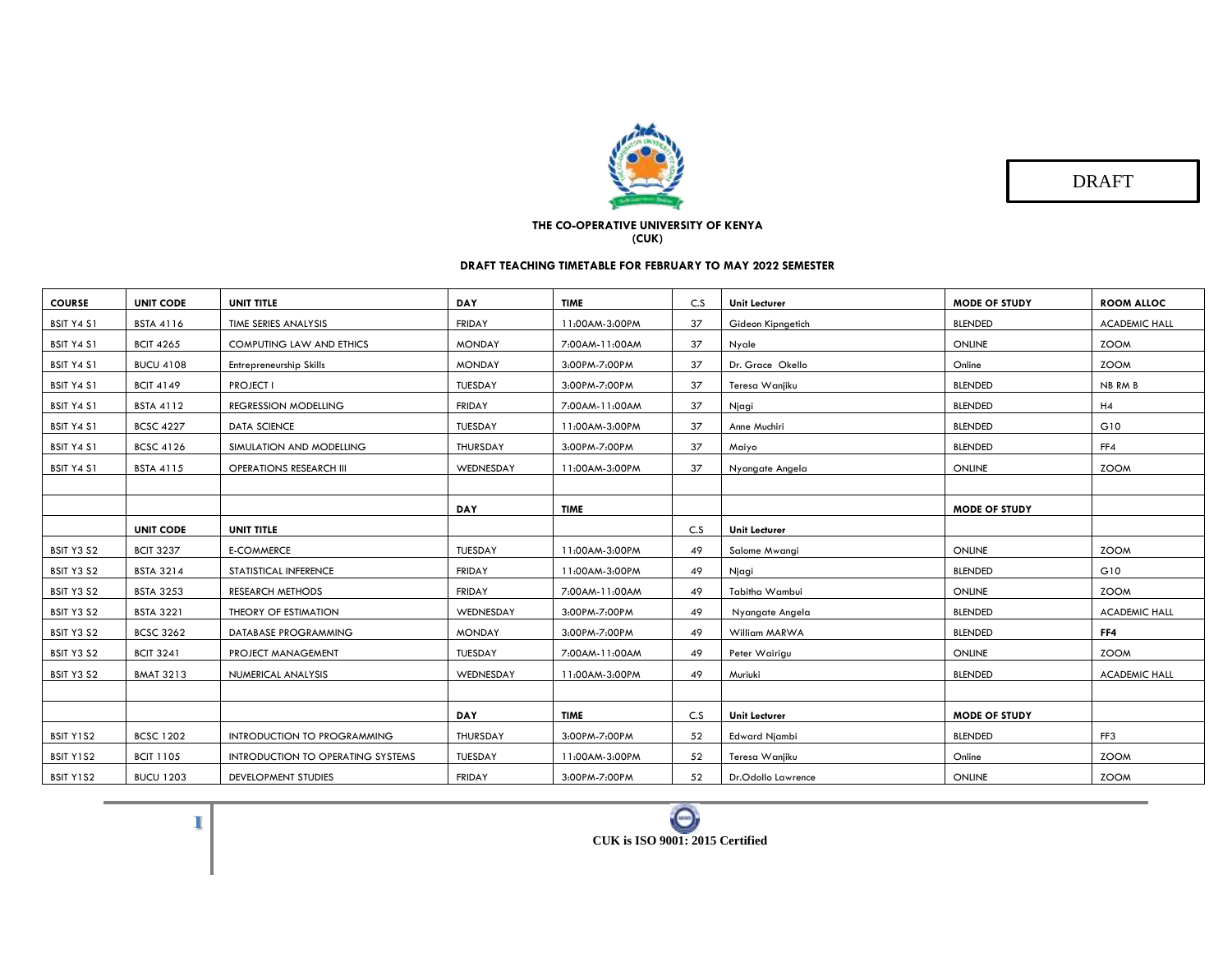DRAFT

**THE CO-OPERATIVE UNIVERSITY OF KENYA**
**(CUK)**

**DRAFT TEACHING TIMETABLE FOR FEBRUARY TO MAY 2022 SEMESTER**

| COURSE | UNIT CODE | UNIT TITLE | DAY | TIME | C.S | Unit Lecturer | MODE OF STUDY | ROOM ALLOC |
|---|---|---|---|---|---|---|---|---|
| BSIT Y4 S1 | BSTA 4116 | TIME SERIES ANALYSIS | FRIDAY | 11:00AM-3:00PM | 37 | Gideon Kipngetich | BLENDED | ACADEMIC HALL |
| BSIT Y4 S1 | BCIT 4265 | COMPUTING LAW AND ETHICS | MONDAY | 7:00AM-11:00AM | 37 | Nyale | ONLINE | ZOOM |
| BSIT Y4 S1 | BUCU 4108 | Entrepreneurship Skills | MONDAY | 3:00PM-7:00PM | 37 | Dr. Grace Okello | Online | ZOOM |
| BSIT Y4 S1 | BCIT 4149 | PROJECT I | TUESDAY | 3:00PM-7:00PM | 37 | Teresa Wanjiku | BLENDED | NB RM B |
| BSIT Y4 S1 | BSTA 4112 | REGRESSION MODELLING | FRIDAY | 7:00AM-11:00AM | 37 | Njagi | BLENDED | H4 |
| BSIT Y4 S1 | BCSC 4227 | DATA SCIENCE | TUESDAY | 11:00AM-3:00PM | 37 | Anne Muchiri | BLENDED | G10 |
| BSIT Y4 S1 | BCSC 4126 | SIMULATION AND MODELLING | THURSDAY | 3:00PM-7:00PM | 37 | Maiyo | BLENDED | FF4 |
| BSIT Y4 S1 | BSTA 4115 | OPERATIONS RESEARCH III | WEDNESDAY | 11:00AM-3:00PM | 37 | Nyangate Angela | ONLINE | ZOOM |
| | | | | | | | | |
| | | | **DAY** | **TIME** | | | **MODE OF STUDY** | |
| | **UNIT CODE** | **UNIT TITLE** | | | C.S | **Unit Lecturer** | | |
| BSIT Y3 S2 | BCIT 3237 | E-COMMERCE | TUESDAY | 11:00AM-3:00PM | 49 | Salome Mwangi | ONLINE | ZOOM |
| BSIT Y3 S2 | BSTA 3214 | STATISTICAL INFERENCE | FRIDAY | 11:00AM-3:00PM | 49 | Njagi | BLENDED | G10 |
| BSIT Y3 S2 | BSTA 3253 | RESEARCH METHODS | FRIDAY | 7:00AM-11:00AM | 49 | Tabitha Wambui | ONLINE | ZOOM |
| BSIT Y3 S2 | BSTA 3221 | THEORY OF ESTIMATION | WEDNESDAY | 3:00PM-7:00PM | 49 | Nyangate Angela | BLENDED | ACADEMIC HALL |
| BSIT Y3 S2 | BCSC 3262 | DATABASE PROGRAMMING | MONDAY | 3:00PM-7:00PM | 49 | William MARWA | BLENDED | **FF4** |
| BSIT Y3 S2 | BCIT 3241 | PROJECT MANAGEMENT | TUESDAY | 7:00AM-11:00AM | 49 | Peter Wairigu | ONLINE | ZOOM |
| BSIT Y3 S2 | BMAT 3213 | NUMERICAL ANALYSIS | WEDNESDAY | 11:00AM-3:00PM | 49 | Muriuki | BLENDED | ACADEMIC HALL |
| | | | | | | | | |
| | | | **DAY** | **TIME** | C.S | **Unit Lecturer** | **MODE OF STUDY** | |
| BSIT Y1S2 | BCSC 1202 | INTRODUCTION TO PROGRAMMING | THURSDAY | 3:00PM-7:00PM | 52 | Edward Njambi | BLENDED | FF3 |
| BSIT Y1S2 | BCIT 1105 | INTRODUCTION TO OPERATING SYSTEMS | TUESDAY | 11:00AM-3:00PM | 52 | Teresa Wanjiku | Online | ZOOM |
| BSIT Y1S2 | BUCU 1203 | DEVELOPMENT STUDIES | FRIDAY | 3:00PM-7:00PM | 52 | Dr.Odollo Lawrence | ONLINE | ZOOM |

**CUK is ISO 9001: 2015 Certified**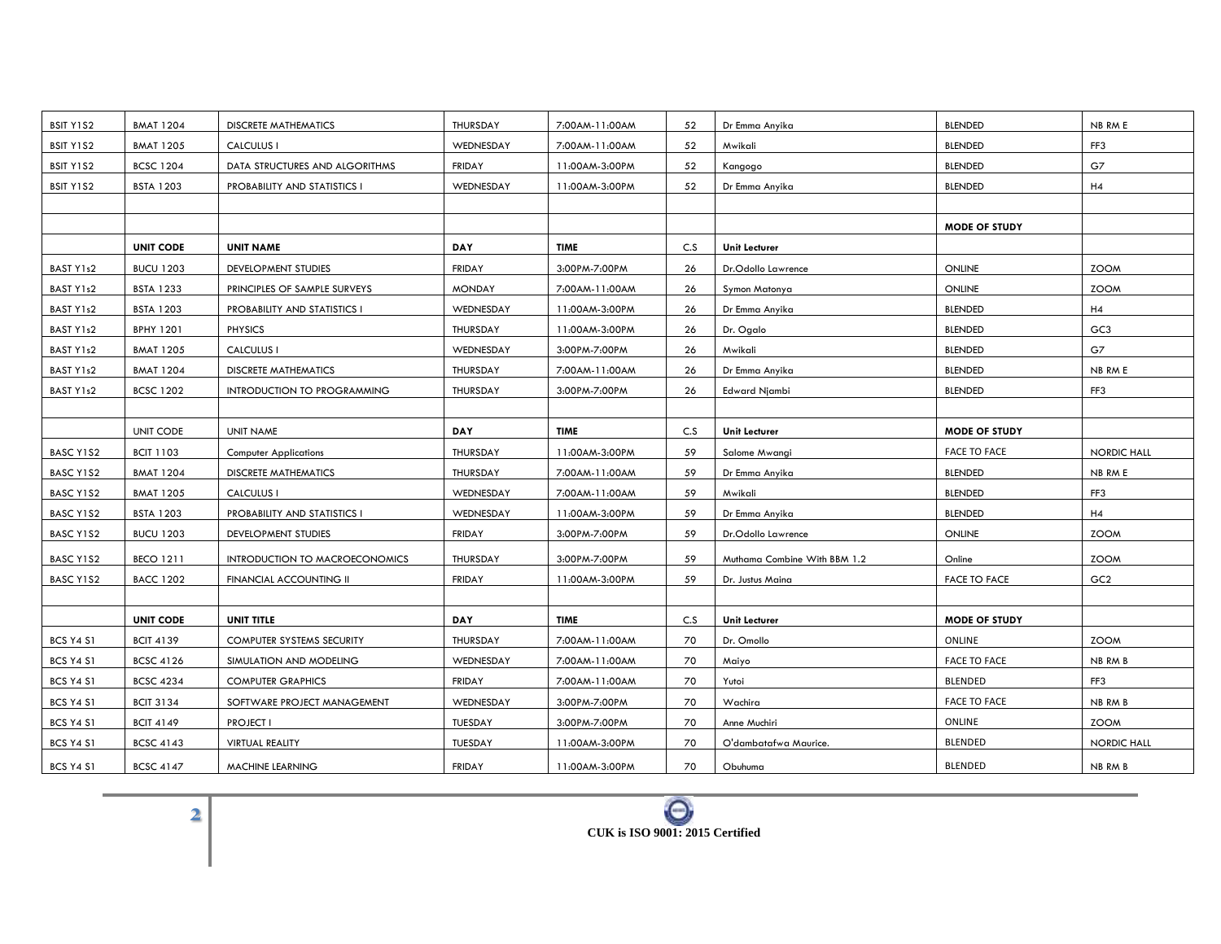| | | | | | | | | |
|---|---|---|---|---|---|---|---|---|
| BSIT Y1S2 | BMAT 1204 | DISCRETE MATHEMATICS | THURSDAY | 7:00AM-11:00AM | 52 | Dr Emma Anyika | BLENDED | NB RM E |
| BSIT Y1S2 | BMAT 1205 | CALCULUS I | WEDNESDAY | 7:00AM-11:00AM | 52 | Mwikali | BLENDED | FF3 |
| BSIT Y1S2 | BCSC 1204 | DATA STRUCTURES AND ALGORITHMS | FRIDAY | 11:00AM-3:00PM | 52 | Kangogo | BLENDED | G7 |
| BSIT Y1S2 | BSTA 1203 | PROBABILITY AND STATISTICS I | WEDNESDAY | 11:00AM-3:00PM | 52 | Dr Emma Anyika | BLENDED | H4 |
| | | | | | | | | |
| | | | | | | | **MODE OF STUDY** | |
| | **UNIT CODE** | **UNIT NAME** | **DAY** | **TIME** | C.S | **Unit Lecturer** | | |
| BAST Y1s2 | BUCU 1203 | DEVELOPMENT STUDIES | FRIDAY | 3:00PM-7:00PM | 26 | Dr.Odollo Lawrence | ONLINE | ZOOM |
| BAST Y1s2 | BSTA 1233 | PRINCIPLES OF SAMPLE SURVEYS | MONDAY | 7:00AM-11:00AM | 26 | Symon Matonya | ONLINE | ZOOM |
| BAST Y1s2 | BSTA 1203 | PROBABILITY AND STATISTICS I | WEDNESDAY | 11:00AM-3:00PM | 26 | Dr Emma Anyika | BLENDED | H4 |
| BAST Y1s2 | BPHY 1201 | PHYSICS | THURSDAY | 11:00AM-3:00PM | 26 | Dr. Ogalo | BLENDED | GC3 |
| BAST Y1s2 | BMAT 1205 | CALCULUS I | WEDNESDAY | 3:00PM-7:00PM | 26 | Mwikali | BLENDED | G7 |
| BAST Y1s2 | BMAT 1204 | DISCRETE MATHEMATICS | THURSDAY | 7:00AM-11:00AM | 26 | Dr Emma Anyika | BLENDED | NB RM E |
| BAST Y1s2 | BCSC 1202 | INTRODUCTION TO PROGRAMMING | THURSDAY | 3:00PM-7:00PM | 26 | Edward Njambi | BLENDED | FF3 |
| | | | | | | | | |
| | UNIT CODE | UNIT NAME | **DAY** | **TIME** | C.S | **Unit Lecturer** | **MODE OF STUDY** | |
| BASC Y1S2 | BCIT 1103 | Computer Applications | THURSDAY | 11:00AM-3:00PM | 59 | Salome Mwangi | FACE TO FACE | NORDIC HALL |
| BASC Y1S2 | BMAT 1204 | DISCRETE MATHEMATICS | THURSDAY | 7:00AM-11:00AM | 59 | Dr Emma Anyika | BLENDED | NB RM E |
| BASC Y1S2 | BMAT 1205 | CALCULUS I | WEDNESDAY | 7:00AM-11:00AM | 59 | Mwikali | BLENDED | FF3 |
| BASC Y1S2 | BSTA 1203 | PROBABILITY AND STATISTICS I | WEDNESDAY | 11:00AM-3:00PM | 59 | Dr Emma Anyika | BLENDED | H4 |
| BASC Y1S2 | BUCU 1203 | DEVELOPMENT STUDIES | FRIDAY | 3:00PM-7:00PM | 59 | Dr.Odollo Lawrence | ONLINE | ZOOM |
| BASC Y1S2 | BECO 1211 | INTRODUCTION TO MACROECONOMICS | THURSDAY | 3:00PM-7:00PM | 59 | Muthama Combine With BBM 1.2 | Online | ZOOM |
| BASC Y1S2 | BACC 1202 | FINANCIAL ACCOUNTING II | FRIDAY | 11:00AM-3:00PM | 59 | Dr. Justus Maina | FACE TO FACE | GC2 |
| | | | | | | | | |
| | **UNIT CODE** | **UNIT TITLE** | **DAY** | **TIME** | C.S | **Unit Lecturer** | **MODE OF STUDY** | |
| BCS Y4 S1 | BCIT 4139 | COMPUTER SYSTEMS SECURITY | THURSDAY | 7:00AM-11:00AM | 70 | Dr. Omollo | ONLINE | ZOOM |
| BCS Y4 S1 | BCSC 4126 | SIMULATION AND MODELING | WEDNESDAY | 7:00AM-11:00AM | 70 | Maiyo | FACE TO FACE | NB RM B |
| BCS Y4 S1 | BCSC 4234 | COMPUTER GRAPHICS | FRIDAY | 7:00AM-11:00AM | 70 | Yutoi | BLENDED | FF3 |
| BCS Y4 S1 | BCIT 3134 | SOFTWARE PROJECT MANAGEMENT | WEDNESDAY | 3:00PM-7:00PM | 70 | Wachira | FACE TO FACE | NB RM B |
| BCS Y4 S1 | BCIT 4149 | PROJECT I | TUESDAY | 3:00PM-7:00PM | 70 | Anne Muchiri | ONLINE | ZOOM |
| BCS Y4 S1 | BCSC 4143 | VIRTUAL REALITY | TUESDAY | 11:00AM-3:00PM | 70 | O'dambatafwa Maurice. | BLENDED | NORDIC HALL |
| BCS Y4 S1 | BCSC 4147 | MACHINE LEARNING | FRIDAY | 11:00AM-3:00PM | 70 | Obuhuma | BLENDED | NB RM B |

CUK is ISO 9001: 2015 Certified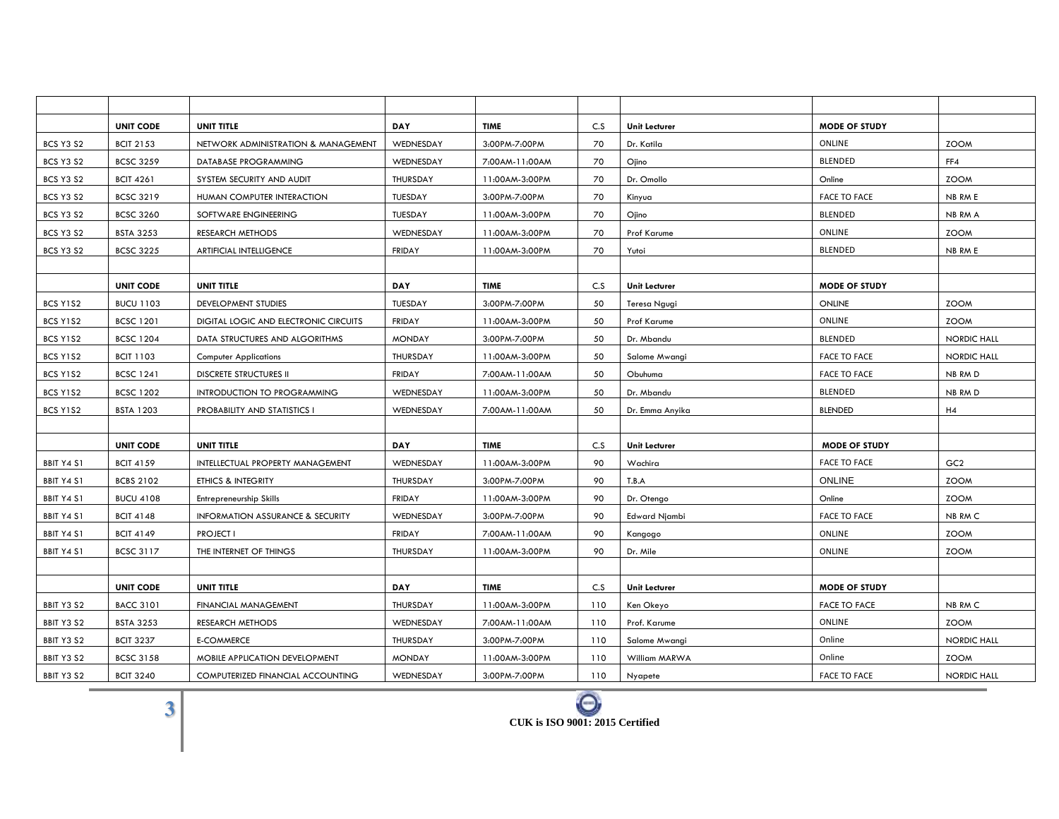| | | | | | | | | |
|---|---|---|---|---|---|---|---|---|
| | **UNIT CODE** | **UNIT TITLE** | **DAY** | **TIME** | C.S | **Unit Lecturer** | **MODE OF STUDY** | |
| BCS Y3 S2 | BCIT 2153 | NETWORK ADMINISTRATION & MANAGEMENT | WEDNESDAY | 3:00PM-7:00PM | 70 | Dr. Katila | ONLINE | ZOOM |
| BCS Y3 S2 | BCSC 3259 | DATABASE PROGRAMMING | WEDNESDAY | 7:00AM-11:00AM | 70 | Ojino | BLENDED | FF4 |
| BCS Y3 S2 | BCIT 4261 | SYSTEM SECURITY AND AUDIT | THURSDAY | 11:00AM-3:00PM | 70 | Dr. Omollo | Online | ZOOM |
| BCS Y3 S2 | BCSC 3219 | HUMAN COMPUTER INTERACTION | TUESDAY | 3:00PM-7:00PM | 70 | Kinyua | FACE TO FACE | NB RM E |
| BCS Y3 S2 | BCSC 3260 | SOFTWARE ENGINEERING | TUESDAY | 11:00AM-3:00PM | 70 | Ojino | BLENDED | NB RM A |
| BCS Y3 S2 | BSTA 3253 | RESEARCH METHODS | WEDNESDAY | 11:00AM-3:00PM | 70 | Prof Karume | ONLINE | ZOOM |
| BCS Y3 S2 | BCSC 3225 | ARTIFICIAL INTELLIGENCE | FRIDAY | 11:00AM-3:00PM | 70 | Yutoi | BLENDED | NB RM E |
| | | | | | | | | |
| | **UNIT CODE** | **UNIT TITLE** | **DAY** | **TIME** | C.S | **Unit Lecturer** | **MODE OF STUDY** | |
| BCS Y1S2 | BUCU 1103 | DEVELOPMENT STUDIES | TUESDAY | 3:00PM-7:00PM | 50 | Teresa Ngugi | ONLINE | ZOOM |
| BCS Y1S2 | BCSC 1201 | DIGITAL LOGIC AND ELECTRONIC CIRCUITS | FRIDAY | 11:00AM-3:00PM | 50 | Prof Karume | ONLINE | ZOOM |
| BCS Y1S2 | BCSC 1204 | DATA STRUCTURES AND ALGORITHMS | MONDAY | 3:00PM-7:00PM | 50 | Dr. Mbandu | BLENDED | NORDIC HALL |
| BCS Y1S2 | BCIT 1103 | Computer Applications | THURSDAY | 11:00AM-3:00PM | 50 | Salome Mwangi | FACE TO FACE | NORDIC HALL |
| BCS Y1S2 | BCSC 1241 | DISCRETE STRUCTURES II | FRIDAY | 7:00AM-11:00AM | 50 | Obuhuma | FACE TO FACE | NB RM D |
| BCS Y1S2 | BCSC 1202 | INTRODUCTION TO PROGRAMMING | WEDNESDAY | 11:00AM-3:00PM | 50 | Dr. Mbandu | BLENDED | NB RM D |
| BCS Y1S2 | BSTA 1203 | PROBABILITY AND STATISTICS I | WEDNESDAY | 7:00AM-11:00AM | 50 | Dr. Emma Anyika | BLENDED | H4 |
| | | | | | | | | |
| | **UNIT CODE** | **UNIT TITLE** | **DAY** | **TIME** | C.S | **Unit Lecturer** | **MODE OF STUDY** | |
| BBIT Y4 S1 | BCIT 4159 | INTELLECTUAL PROPERTY MANAGEMENT | WEDNESDAY | 11:00AM-3:00PM | 90 | Wachira | FACE TO FACE | GC2 |
| BBIT Y4 S1 | BCBS 2102 | ETHICS & INTEGRITY | THURSDAY | 3:00PM-7:00PM | 90 | T.B.A | ONLINE | ZOOM |
| BBIT Y4 S1 | BUCU 4108 | Entrepreneurship Skills | FRIDAY | 11:00AM-3:00PM | 90 | Dr. Otengo | Online | ZOOM |
| BBIT Y4 S1 | BCIT 4148 | INFORMATION ASSURANCE & SECURITY | WEDNESDAY | 3:00PM-7:00PM | 90 | Edward Njambi | FACE TO FACE | NB RM C |
| BBIT Y4 S1 | BCIT 4149 | PROJECT I | FRIDAY | 7:00AM-11:00AM | 90 | Kangogo | ONLINE | ZOOM |
| BBIT Y4 S1 | BCSC 3117 | THE INTERNET OF THINGS | THURSDAY | 11:00AM-3:00PM | 90 | Dr. Mile | ONLINE | ZOOM |
| | | | | | | | | |
| | **UNIT CODE** | **UNIT TITLE** | **DAY** | **TIME** | C.S | **Unit Lecturer** | **MODE OF STUDY** | |
| BBIT Y3 S2 | BACC 3101 | FINANCIAL MANAGEMENT | THURSDAY | 11:00AM-3:00PM | 110 | Ken Okeyo | FACE TO FACE | NB RM C |
| BBIT Y3 S2 | BSTA 3253 | RESEARCH METHODS | WEDNESDAY | 7:00AM-11:00AM | 110 | Prof. Karume | ONLINE | ZOOM |
| BBIT Y3 S2 | BCIT 3237 | E-COMMERCE | THURSDAY | 3:00PM-7:00PM | 110 | Salome Mwangi | Online | NORDIC HALL |
| BBIT Y3 S2 | BCSC 3158 | MOBILE APPLICATION DEVELOPMENT | MONDAY | 11:00AM-3:00PM | 110 | William MARWA | Online | ZOOM |
| BBIT Y3 S2 | BCIT 3240 | COMPUTERIZED FINANCIAL ACCOUNTING | WEDNESDAY | 3:00PM-7:00PM | 110 | Nyapete | FACE TO FACE | NORDIC HALL |

**CUK is ISO 9001: 2015 Certified**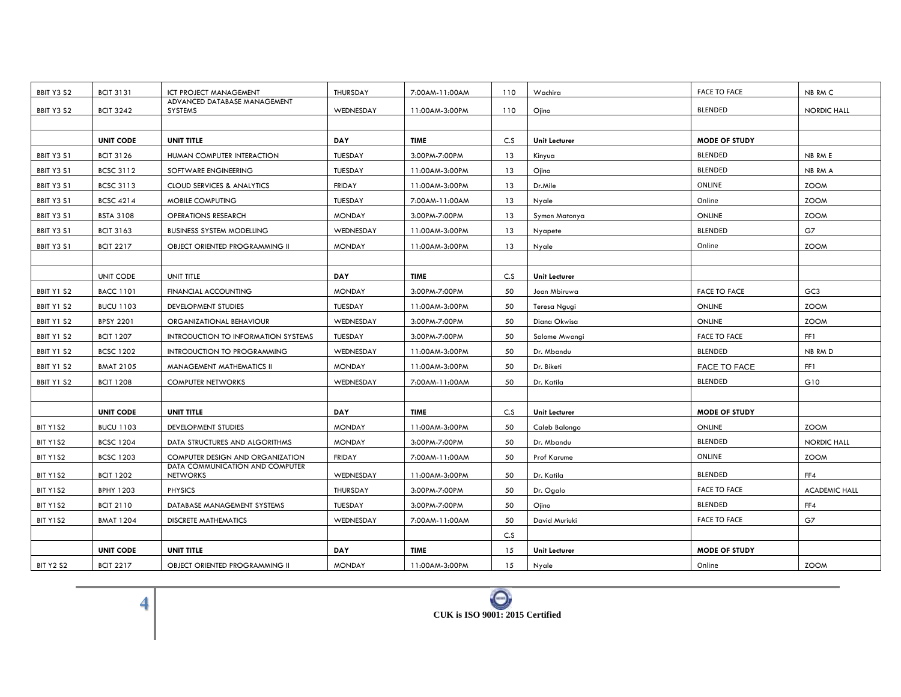| | | | | | | | | |
|---|---|---|---|---|---|---|---|---|
| BBIT Y3 S2 | BCIT 3131 | ICT PROJECT MANAGEMENT | THURSDAY | 7:00AM-11:00AM | 110 | Wachira | FACE TO FACE | NB RM C |
| BBIT Y3 S2 | BCIT 3242 | ADVANCED DATABASE MANAGEMENT SYSTEMS | WEDNESDAY | 11:00AM-3:00PM | 110 | Ojino | BLENDED | NORDIC HALL |
| | | | | | | | | |
| | **UNIT CODE** | **UNIT TITLE** | **DAY** | **TIME** | C.S | **Unit Lecturer** | **MODE OF STUDY** | |
| BBIT Y3 S1 | BCIT 3126 | HUMAN COMPUTER INTERACTION | TUESDAY | 3:00PM-7:00PM | 13 | Kinyua | BLENDED | NB RM E |
| BBIT Y3 S1 | BCSC 3112 | SOFTWARE ENGINEERING | TUESDAY | 11:00AM-3:00PM | 13 | Ojino | BLENDED | NB RM A |
| BBIT Y3 S1 | BCSC 3113 | CLOUD SERVICES & ANALYTICS | FRIDAY | 11:00AM-3:00PM | 13 | Dr.Mile | ONLINE | ZOOM |
| BBIT Y3 S1 | BCSC 4214 | MOBILE COMPUTING | TUESDAY | 7:00AM-11:00AM | 13 | Nyale | Online | ZOOM |
| BBIT Y3 S1 | BSTA 3108 | OPERATIONS RESEARCH | MONDAY | 3:00PM-7:00PM | 13 | Symon Matonya | ONLINE | ZOOM |
| BBIT Y3 S1 | BCIT 3163 | BUSINESS SYSTEM MODELLING | WEDNESDAY | 11:00AM-3:00PM | 13 | Nyapete | BLENDED | G7 |
| BBIT Y3 S1 | BCIT 2217 | OBJECT ORIENTED PROGRAMMING II | MONDAY | 11:00AM-3:00PM | 13 | Nyale | Online | ZOOM |
| | | | | | | | | |
| | UNIT CODE | UNIT TITLE | **DAY** | **TIME** | C.S | **Unit Lecturer** | | |
| BBIT Y1 S2 | BACC 1101 | FINANCIAL ACCOUNTING | MONDAY | 3:00PM-7:00PM | 50 | Joan Mbiruwa | FACE TO FACE | GC3 |
| BBIT Y1 S2 | BUCU 1103 | DEVELOPMENT STUDIES | TUESDAY | 11:00AM-3:00PM | 50 | Teresa Ngugi | ONLINE | ZOOM |
| BBIT Y1 S2 | BPSY 2201 | ORGANIZATIONAL BEHAVIOUR | WEDNESDAY | 3:00PM-7:00PM | 50 | Diana Okwisa | ONLINE | ZOOM |
| BBIT Y1 S2 | BCIT 1207 | INTRODUCTION TO INFORMATION SYSTEMS | TUESDAY | 3:00PM-7:00PM | 50 | Salome Mwangi | FACE TO FACE | FF1 |
| BBIT Y1 S2 | BCSC 1202 | INTRODUCTION TO PROGRAMMING | WEDNESDAY | 11:00AM-3:00PM | 50 | Dr. Mbandu | BLENDED | NB RM D |
| BBIT Y1 S2 | BMAT 2105 | MANAGEMENT MATHEMATICS II | MONDAY | 11:00AM-3:00PM | 50 | Dr. Biketi | FACE TO FACE | FF1 |
| BBIT Y1 S2 | BCIT 1208 | COMPUTER NETWORKS | WEDNESDAY | 7:00AM-11:00AM | 50 | Dr. Katila | BLENDED | G10 |
| | | | | | | | | |
| | **UNIT CODE** | **UNIT TITLE** | **DAY** | **TIME** | C.S | **Unit Lecturer** | **MODE OF STUDY** | |
| BIT Y1S2 | BUCU 1103 | DEVELOPMENT STUDIES | MONDAY | 11:00AM-3:00PM | 50 | Caleb Balongo | ONLINE | ZOOM |
| BIT Y1S2 | BCSC 1204 | DATA STRUCTURES AND ALGORITHMS | MONDAY | 3:00PM-7:00PM | 50 | Dr. Mbandu | BLENDED | NORDIC HALL |
| BIT Y1S2 | BCSC 1203 | COMPUTER DESIGN AND ORGANIZATION | FRIDAY | 7:00AM-11:00AM | 50 | Prof Karume | ONLINE | ZOOM |
| BIT Y1S2 | BCIT 1202 | DATA COMMUNICATION AND COMPUTER NETWORKS | WEDNESDAY | 11:00AM-3:00PM | 50 | Dr. Katila | BLENDED | FF4 |
| BIT Y1S2 | BPHY 1203 | PHYSICS | THURSDAY | 3:00PM-7:00PM | 50 | Dr. Ogalo | FACE TO FACE | ACADEMIC HALL |
| BIT Y1S2 | BCIT 2110 | DATABASE MANAGEMENT SYSTEMS | TUESDAY | 3:00PM-7:00PM | 50 | Ojino | BLENDED | FF4 |
| BIT Y1S2 | BMAT 1204 | DISCRETE MATHEMATICS | WEDNESDAY | 7:00AM-11:00AM | 50 | David Muriuki | FACE TO FACE | G7 |
| | | | | | C.S | | | |
| | **UNIT CODE** | **UNIT TITLE** | **DAY** | **TIME** | 15 | **Unit Lecturer** | **MODE OF STUDY** | |
| BIT Y2 S2 | BCIT 2217 | OBJECT ORIENTED PROGRAMMING II | MONDAY | 11:00AM-3:00PM | 15 | Nyale | Online | ZOOM |

**CUK is ISO 9001: 2015 Certified**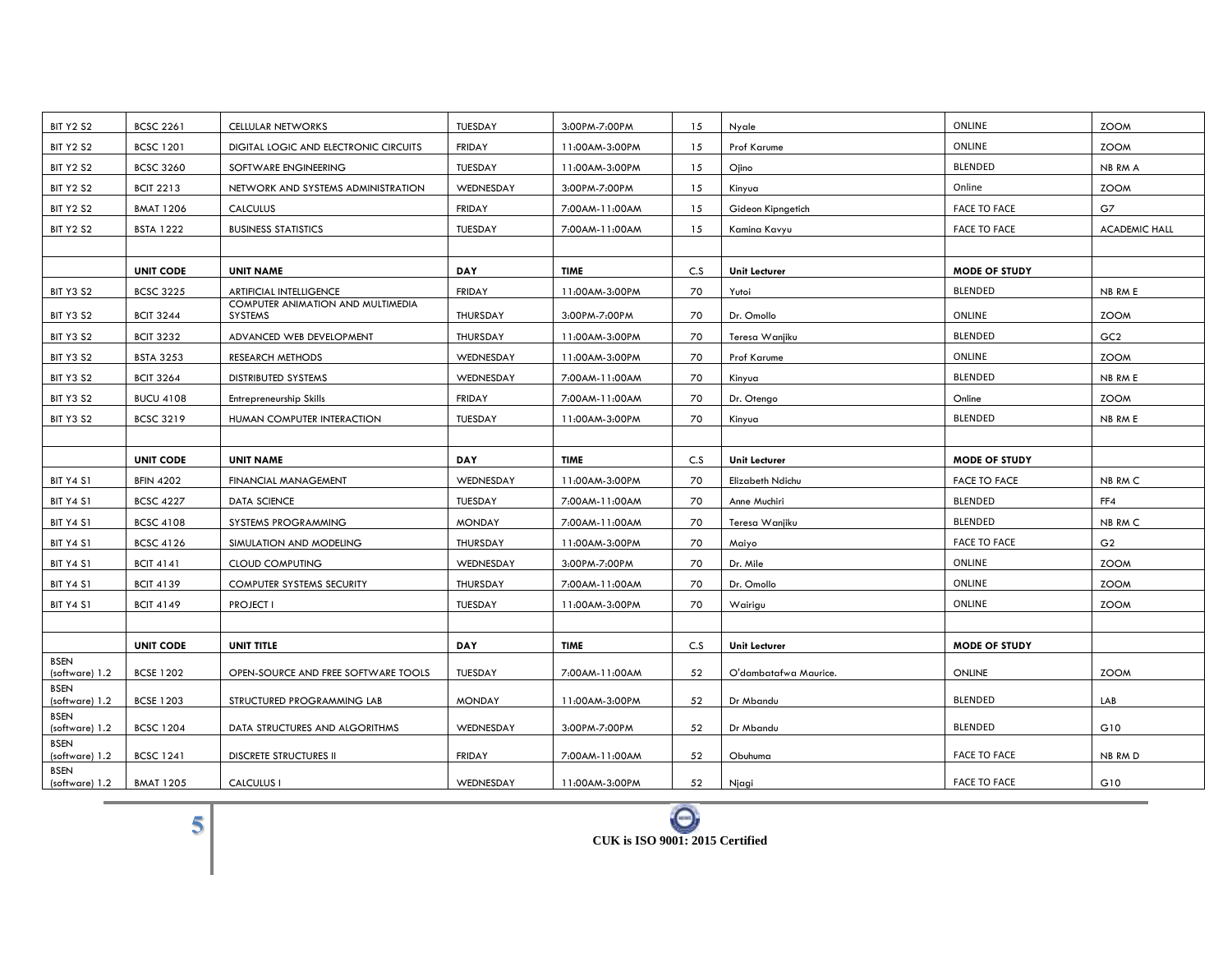| BIT Y2 S2 | BCSC 2261 | CELLULAR NETWORKS | TUESDAY | 3:00PM-7:00PM | 15 | Nyale | ONLINE | ZOOM |
|---|---|---|---|---|---|---|---|---|
| BIT Y2 S2 | BCSC 1201 | DIGITAL LOGIC AND ELECTRONIC CIRCUITS | FRIDAY | 11:00AM-3:00PM | 15 | Prof Karume | ONLINE | ZOOM |
| BIT Y2 S2 | BCSC 3260 | SOFTWARE ENGINEERING | TUESDAY | 11:00AM-3:00PM | 15 | Ojino | BLENDED | NB RM A |
| BIT Y2 S2 | BCIT 2213 | NETWORK AND SYSTEMS ADMINISTRATION | WEDNESDAY | 3:00PM-7:00PM | 15 | Kinyua | Online | ZOOM |
| BIT Y2 S2 | BMAT 1206 | CALCULUS | FRIDAY | 7:00AM-11:00AM | 15 | Gideon Kipngetich | FACE TO FACE | G7 |
| BIT Y2 S2 | BSTA 1222 | BUSINESS STATISTICS | TUESDAY | 7:00AM-11:00AM | 15 | Kamina Kavyu | FACE TO FACE | ACADEMIC HALL |
| | | | | | | | | |
| | **UNIT CODE** | **UNIT NAME** | **DAY** | **TIME** | **C.S** | **Unit Lecturer** | **MODE OF STUDY** | |
| BIT Y3 S2 | BCSC 3225 | ARTIFICIAL INTELLIGENCE | FRIDAY | 11:00AM-3:00PM | 70 | Yutoi | BLENDED | NB RM E |
| BIT Y3 S2 | BCIT 3244 | COMPUTER ANIMATION AND MULTIMEDIA SYSTEMS | THURSDAY | 3:00PM-7:00PM | 70 | Dr. Omollo | ONLINE | ZOOM |
| BIT Y3 S2 | BCIT 3232 | ADVANCED WEB DEVELOPMENT | THURSDAY | 11:00AM-3:00PM | 70 | Teresa Wanjiku | BLENDED | GC2 |
| BIT Y3 S2 | BSTA 3253 | RESEARCH METHODS | WEDNESDAY | 11:00AM-3:00PM | 70 | Prof Karume | ONLINE | ZOOM |
| BIT Y3 S2 | BCIT 3264 | DISTRIBUTED SYSTEMS | WEDNESDAY | 7:00AM-11:00AM | 70 | Kinyua | BLENDED | NB RM E |
| BIT Y3 S2 | BUCU 4108 | Entrepreneurship Skills | FRIDAY | 7:00AM-11:00AM | 70 | Dr. Otengo | Online | ZOOM |
| BIT Y3 S2 | BCSC 3219 | HUMAN COMPUTER INTERACTION | TUESDAY | 11:00AM-3:00PM | 70 | Kinyua | BLENDED | NB RM E |
| | | | | | | | | |
| | **UNIT CODE** | **UNIT NAME** | **DAY** | **TIME** | **C.S** | **Unit Lecturer** | **MODE OF STUDY** | |
| BIT Y4 S1 | BFIN 4202 | FINANCIAL MANAGEMENT | WEDNESDAY | 11:00AM-3:00PM | 70 | Elizabeth Ndichu | FACE TO FACE | NB RM C |
| BIT Y4 S1 | BCSC 4227 | DATA SCIENCE | TUESDAY | 7:00AM-11:00AM | 70 | Anne Muchiri | BLENDED | FF4 |
| BIT Y4 S1 | BCSC 4108 | SYSTEMS PROGRAMMING | MONDAY | 7:00AM-11:00AM | 70 | Teresa Wanjiku | BLENDED | NB RM C |
| BIT Y4 S1 | BCSC 4126 | SIMULATION AND MODELING | THURSDAY | 11:00AM-3:00PM | 70 | Maiyo | FACE TO FACE | G2 |
| BIT Y4 S1 | BCIT 4141 | CLOUD COMPUTING | WEDNESDAY | 3:00PM-7:00PM | 70 | Dr. Mile | ONLINE | ZOOM |
| BIT Y4 S1 | BCIT 4139 | COMPUTER SYSTEMS SECURITY | THURSDAY | 7:00AM-11:00AM | 70 | Dr. Omollo | ONLINE | ZOOM |
| BIT Y4 S1 | BCIT 4149 | PROJECT I | TUESDAY | 11:00AM-3:00PM | 70 | Wairigu | ONLINE | ZOOM |
| | | | | | | | | |
| | **UNIT CODE** | **UNIT TITLE** | **DAY** | **TIME** | **C.S** | **Unit Lecturer** | **MODE OF STUDY** | |
| BSEN (software) 1.2 | BCSE 1202 | OPEN-SOURCE AND FREE SOFTWARE TOOLS | TUESDAY | 7:00AM-11:00AM | 52 | O'dambatafwa Maurice. | ONLINE | ZOOM |
| BSEN (software) 1.2 | BCSE 1203 | STRUCTURED PROGRAMMING LAB | MONDAY | 11:00AM-3:00PM | 52 | Dr Mbandu | BLENDED | LAB |
| BSEN (software) 1.2 | BCSC 1204 | DATA STRUCTURES AND ALGORITHMS | WEDNESDAY | 3:00PM-7:00PM | 52 | Dr Mbandu | BLENDED | G10 |
| BSEN (software) 1.2 | BCSC 1241 | DISCRETE STRUCTURES II | FRIDAY | 7:00AM-11:00AM | 52 | Obuhuma | FACE TO FACE | NB RM D |
| BSEN (software) 1.2 | BMAT 1205 | CALCULUS I | WEDNESDAY | 11:00AM-3:00PM | 52 | Njagi | FACE TO FACE | G10 |

**CUK is ISO 9001: 2015 Certified**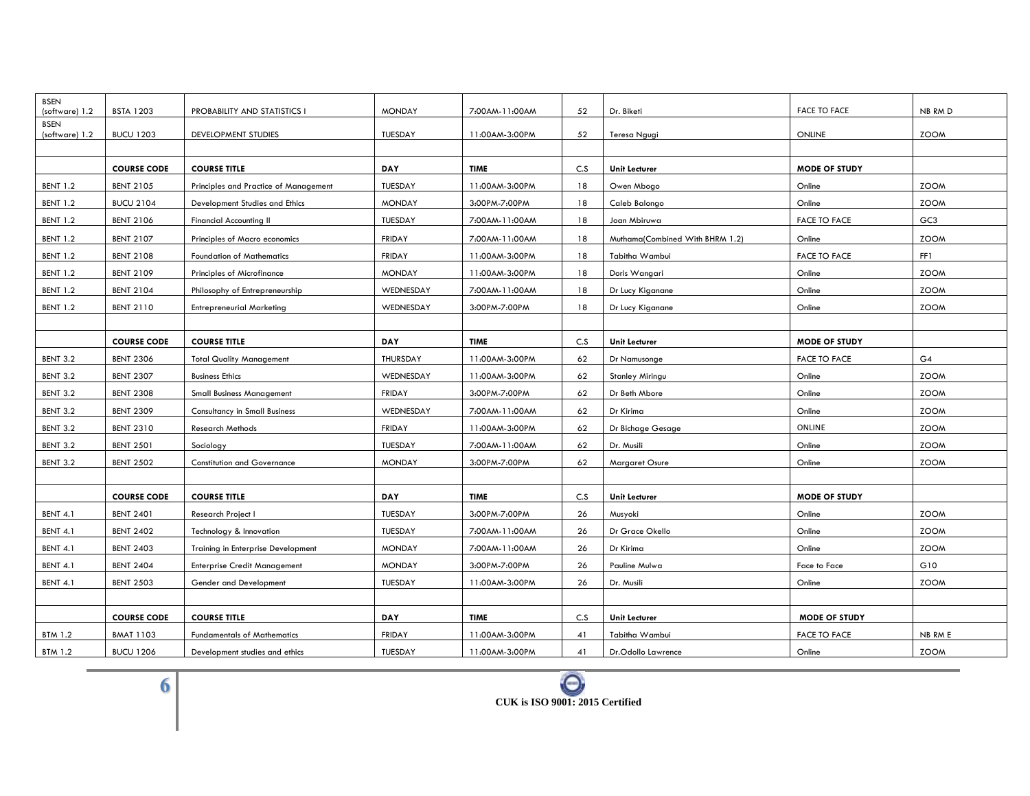| | | | | | | | | |
|---|---|---|---|---|---|---|---|---|
| BSEN (software) 1.2 | BSTA 1203 | PROBABILITY AND STATISTICS I | MONDAY | 7:00AM-11:00AM | 52 | Dr. Biketi | FACE TO FACE | NB RM D |
| BSEN (software) 1.2 | BUCU 1203 | DEVELOPMENT STUDIES | TUESDAY | 11:00AM-3:00PM | 52 | Teresa Ngugi | ONLINE | ZOOM |
| | | | | | | | | |
| | **COURSE CODE** | **COURSE TITLE** | **DAY** | **TIME** | C.S | **Unit Lecturer** | **MODE OF STUDY** | |
| BENT 1.2 | BENT 2105 | Principles and Practice of Management | TUESDAY | 11:00AM-3:00PM | 18 | Owen Mbogo | Online | ZOOM |
| BENT 1.2 | BUCU 2104 | Development Studies and Ethics | MONDAY | 3:00PM-7:00PM | 18 | Caleb Balongo | Online | ZOOM |
| BENT 1.2 | BENT 2106 | Financial Accounting II | TUESDAY | 7:00AM-11:00AM | 18 | Joan Mbiruwa | FACE TO FACE | GC3 |
| BENT 1.2 | BENT 2107 | Principles of Macro economics | FRIDAY | 7:00AM-11:00AM | 18 | Muthama(Combined With BHRM 1.2) | Online | ZOOM |
| BENT 1.2 | BENT 2108 | Foundation of Mathematics | FRIDAY | 11:00AM-3:00PM | 18 | Tabitha Wambui | FACE TO FACE | FF1 |
| BENT 1.2 | BENT 2109 | Principles of Microfinance | MONDAY | 11:00AM-3:00PM | 18 | Doris Wangari | Online | ZOOM |
| BENT 1.2 | BENT 2104 | Philosophy of Entrepreneurship | WEDNESDAY | 7:00AM-11:00AM | 18 | Dr Lucy Kiganane | Online | ZOOM |
| BENT 1.2 | BENT 2110 | Entrepreneurial Marketing | WEDNESDAY | 3:00PM-7:00PM | 18 | Dr Lucy Kiganane | Online | ZOOM |
| | | | | | | | | |
| | **COURSE CODE** | **COURSE TITLE** | **DAY** | **TIME** | C.S | **Unit Lecturer** | **MODE OF STUDY** | |
| BENT 3.2 | BENT 2306 | Total Quality Management | THURSDAY | 11:00AM-3:00PM | 62 | Dr Namusonge | FACE TO FACE | G4 |
| BENT 3.2 | BENT 2307 | Business Ethics | WEDNESDAY | 11:00AM-3:00PM | 62 | Stanley Miringu | Online | ZOOM |
| BENT 3.2 | BENT 2308 | Small Business Management | FRIDAY | 3:00PM-7:00PM | 62 | Dr Beth Mbore | Online | ZOOM |
| BENT 3.2 | BENT 2309 | Consultancy in Small Business | WEDNESDAY | 7:00AM-11:00AM | 62 | Dr Kirima | Online | ZOOM |
| BENT 3.2 | BENT 2310 | Research Methods | FRIDAY | 11:00AM-3:00PM | 62 | Dr Bichage Gesage | ONLINE | ZOOM |
| BENT 3.2 | BENT 2501 | Sociology | TUESDAY | 7:00AM-11:00AM | 62 | Dr. Musili | Online | ZOOM |
| BENT 3.2 | BENT 2502 | Constitution and Governance | MONDAY | 3:00PM-7:00PM | 62 | Margaret Osure | Online | ZOOM |
| | | | | | | | | |
| | **COURSE CODE** | **COURSE TITLE** | **DAY** | **TIME** | C.S | **Unit Lecturer** | **MODE OF STUDY** | |
| BENT 4.1 | BENT 2401 | Research Project I | TUESDAY | 3:00PM-7:00PM | 26 | Musyoki | Online | ZOOM |
| BENT 4.1 | BENT 2402 | Technology & Innovation | TUESDAY | 7:00AM-11:00AM | 26 | Dr Grace Okello | Online | ZOOM |
| BENT 4.1 | BENT 2403 | Training in Enterprise Development | MONDAY | 7:00AM-11:00AM | 26 | Dr Kirima | Online | ZOOM |
| BENT 4.1 | BENT 2404 | Enterprise Credit Management | MONDAY | 3:00PM-7:00PM | 26 | Pauline Mulwa | Face to Face | G10 |
| BENT 4.1 | BENT 2503 | Gender and Development | TUESDAY | 11:00AM-3:00PM | 26 | Dr. Musili | Online | ZOOM |
| | | | | | | | | |
| | **COURSE CODE** | **COURSE TITLE** | **DAY** | **TIME** | C.S | **Unit Lecturer** | **MODE OF STUDY** | |
| BTM 1.2 | BMAT 1103 | Fundamentals of Mathematics | FRIDAY | 11:00AM-3:00PM | 41 | Tabitha Wambui | FACE TO FACE | NB RM E |
| BTM 1.2 | BUCU 1206 | Development studies and ethics | TUESDAY | 11:00AM-3:00PM | 41 | Dr.Odollo Lawrence | Online | ZOOM |

**CUK is ISO 9001: 2015 Certified**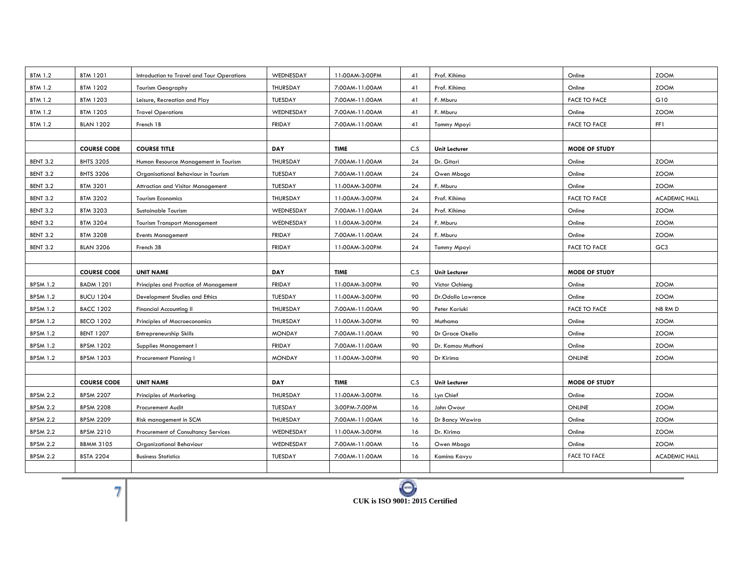| | | | | | | | | |
|---|---|---|---|---|---|---|---|---|
| BTM 1.2 | BTM 1201 | Introduction to Travel and Tour Operations | WEDNESDAY | 11:00AM-3:00PM | 41 | Prof. Kihima | Online | ZOOM |
| BTM 1.2 | BTM 1202 | Tourism Geography | THURSDAY | 7:00AM-11:00AM | 41 | Prof. Kihima | Online | ZOOM |
| BTM 1.2 | BTM 1203 | Leisure, Recreation and Play | TUESDAY | 7:00AM-11:00AM | 41 | F. Mburu | FACE TO FACE | G10 |
| BTM 1.2 | BTM 1205 | Travel Operations | WEDNESDAY | 7:00AM-11:00AM | 41 | F. Mburu | Online | ZOOM |
| BTM 1.2 | BLAN 1202 | French 1B | FRIDAY | 7:00AM-11:00AM | 41 | Tommy Mpoyi | FACE TO FACE | FF1 |
| | | | | | | | | |
| | **COURSE CODE** | **COURSE TITLE** | **DAY** | **TIME** | **C.S** | **Unit Lecturer** | **MODE OF STUDY** | |
| BENT 3.2 | BHTS 3205 | Human Resource Management in Tourism | THURSDAY | 7:00AM-11:00AM | 24 | Dr. Gitari | Online | ZOOM |
| BENT 3.2 | BHTS 3206 | Organisational Behaviour in Tourism | TUESDAY | 7:00AM-11:00AM | 24 | Owen Mbogo | Online | ZOOM |
| BENT 3.2 | BTM 3201 | Attraction and Visitor Management | TUESDAY | 11:00AM-3:00PM | 24 | F. Mburu | Online | ZOOM |
| BENT 3.2 | BTM 3202 | Tourism Economics | THURSDAY | 11:00AM-3:00PM | 24 | Prof. Kihima | FACE TO FACE | ACADEMIC HALL |
| BENT 3.2 | BTM 3203 | Sustainable Tourism | WEDNESDAY | 7:00AM-11:00AM | 24 | Prof. Kihima | Online | ZOOM |
| BENT 3.2 | BTM 3204 | Tourism Transport Management | WEDNESDAY | 11:00AM-3:00PM | 24 | F. Mburu | Online | ZOOM |
| BENT 3.2 | BTM 3208 | Events Management | FRIDAY | 7:00AM-11:00AM | 24 | F. Mburu | Online | ZOOM |
| BENT 3.2 | BLAN 3206 | French 3B | FRIDAY | 11:00AM-3:00PM | 24 | Tommy Mpoyi | FACE TO FACE | GC3 |
| | | | | | | | | |
| | **COURSE CODE** | **UNIT NAME** | **DAY** | **TIME** | **C.S** | **Unit Lecturer** | **MODE OF STUDY** | |
| BPSM 1.2 | BADM 1201 | Principles and Practice of Management | FRIDAY | 11:00AM-3:00PM | 90 | Victor Ochieng | Online | ZOOM |
| BPSM 1.2 | BUCU 1204 | Development Studies and Ethics | TUESDAY | 11:00AM-3:00PM | 90 | Dr.Odollo Lawrence | Online | ZOOM |
| BPSM 1.2 | BACC 1202 | Financial Accounting II | THURSDAY | 7:00AM-11:00AM | 90 | Peter Kariuki | FACE TO FACE | NB RM D |
| BPSM 1.2 | BECO 1202 | Principles of Macroeconomics | THURSDAY | 11:00AM-3:00PM | 90 | Muthama | Online | ZOOM |
| BPSM 1.2 | BENT 1207 | Entrepreneurship Skills | MONDAY | 7:00AM-11:00AM | 90 | Dr Grace Okello | Online | ZOOM |
| BPSM 1.2 | BPSM 1202 | Supplies Management I | FRIDAY | 7:00AM-11:00AM | 90 | Dr. Kamau Muthoni | Online | ZOOM |
| BPSM 1.2 | BPSM 1203 | Procurement Planning I | MONDAY | 11:00AM-3:00PM | 90 | Dr Kirima | ONLINE | ZOOM |
| | | | | | | | | |
| | **COURSE CODE** | **UNIT NAME** | **DAY** | **TIME** | **C.S** | **Unit Lecturer** | **MODE OF STUDY** | |
| BPSM 2.2 | BPSM 2207 | Principles of Marketing | THURSDAY | 11:00AM-3:00PM | 16 | Lyn Chief | Online | ZOOM |
| BPSM 2.2 | BPSM 2208 | Procurement Audit | TUESDAY | 3:00PM-7:00PM | 16 | John Owour | ONLINE | ZOOM |
| BPSM 2.2 | BPSM 2209 | Risk management in SCM | THURSDAY | 7:00AM-11:00AM | 16 | Dr Bancy Wawira | Online | ZOOM |
| BPSM 2.2 | BPSM 2210 | Procurement of Consultancy Services | WEDNESDAY | 11:00AM-3:00PM | 16 | Dr. Kirima | Online | ZOOM |
| BPSM 2.2 | BBMM 3105 | Organizational Behaviour | WEDNESDAY | 7:00AM-11:00AM | 16 | Owen Mbogo | Online | ZOOM |
| BPSM 2.2 | BSTA 2204 | Business Statistics | TUESDAY | 7:00AM-11:00AM | 16 | Kamina Kavyu | FACE TO FACE | ACADEMIC HALL |
| | | | | | | | | |

**CUK is ISO 9001: 2015 Certified**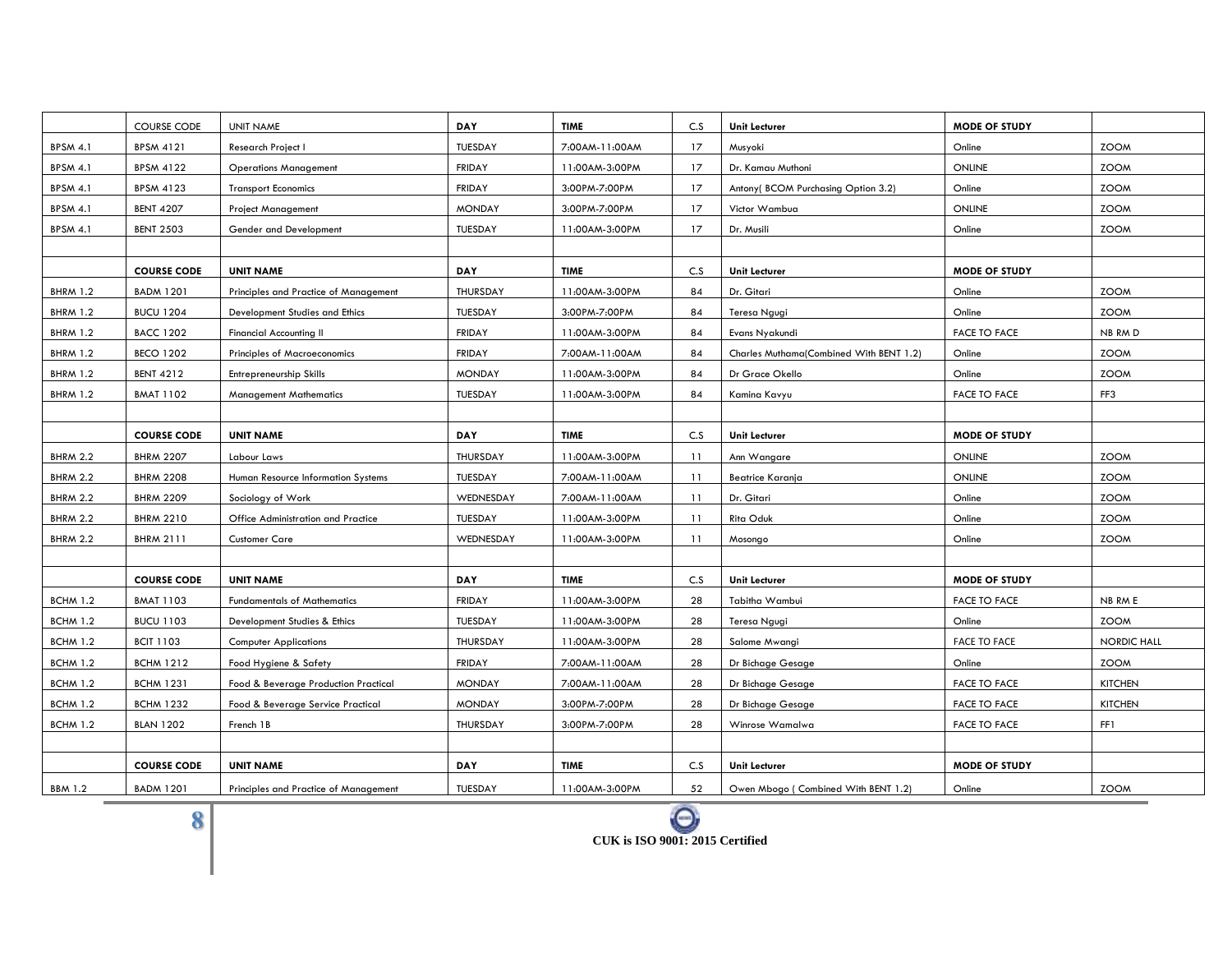| | COURSE CODE | UNIT NAME | DAY | TIME | C.S | Unit Lecturer | MODE OF STUDY | |
|---|---|---|---|---|---|---|---|---|
| BPSM 4.1 | BPSM 4121 | Research Project I | TUESDAY | 7:00AM-11:00AM | 17 | Musyoki | Online | ZOOM |
| BPSM 4.1 | BPSM 4122 | Operations Management | FRIDAY | 11:00AM-3:00PM | 17 | Dr. Kamau Muthoni | ONLINE | ZOOM |
| BPSM 4.1 | BPSM 4123 | Transport Economics | FRIDAY | 3:00PM-7:00PM | 17 | Antony( BCOM Purchasing Option 3.2) | Online | ZOOM |
| BPSM 4.1 | BENT 4207 | Project Management | MONDAY | 3:00PM-7:00PM | 17 | Victor Wambua | ONLINE | ZOOM |
| BPSM 4.1 | BENT 2503 | Gender and Development | TUESDAY | 11:00AM-3:00PM | 17 | Dr. Musili | Online | ZOOM |
| | | | | | | | | |
| | **COURSE CODE** | **UNIT NAME** | **DAY** | **TIME** | C.S | **Unit Lecturer** | **MODE OF STUDY** | |
| BHRM 1.2 | BADM 1201 | Principles and Practice of Management | THURSDAY | 11:00AM-3:00PM | 84 | Dr. Gitari | Online | ZOOM |
| BHRM 1.2 | BUCU 1204 | Development Studies and Ethics | TUESDAY | 3:00PM-7:00PM | 84 | Teresa Ngugi | Online | ZOOM |
| BHRM 1.2 | BACC 1202 | Financial Accounting II | FRIDAY | 11:00AM-3:00PM | 84 | Evans Nyakundi | FACE TO FACE | NB RM D |
| BHRM 1.2 | BECO 1202 | Principles of Macroeconomics | FRIDAY | 7:00AM-11:00AM | 84 | Charles Muthama(Combined With BENT 1.2) | Online | ZOOM |
| BHRM 1.2 | BENT 4212 | Entrepreneurship Skills | MONDAY | 11:00AM-3:00PM | 84 | Dr Grace Okello | Online | ZOOM |
| BHRM 1.2 | BMAT 1102 | Management Mathematics | TUESDAY | 11:00AM-3:00PM | 84 | Kamina Kavyu | FACE TO FACE | FF3 |
| | | | | | | | | |
| | **COURSE CODE** | **UNIT NAME** | **DAY** | **TIME** | C.S | **Unit Lecturer** | **MODE OF STUDY** | |
| BHRM 2.2 | BHRM 2207 | Labour Laws | THURSDAY | 11:00AM-3:00PM | 11 | Ann Wangare | ONLINE | ZOOM |
| BHRM 2.2 | BHRM 2208 | Human Resource Information Systems | TUESDAY | 7:00AM-11:00AM | 11 | Beatrice Karanja | ONLINE | ZOOM |
| BHRM 2.2 | BHRM 2209 | Sociology of Work | WEDNESDAY | 7:00AM-11:00AM | 11 | Dr. Gitari | Online | ZOOM |
| BHRM 2.2 | BHRM 2210 | Office Administration and Practice | TUESDAY | 11:00AM-3:00PM | 11 | Rita Oduk | Online | ZOOM |
| BHRM 2.2 | BHRM 2111 | Customer Care | WEDNESDAY | 11:00AM-3:00PM | 11 | Mosongo | Online | ZOOM |
| | | | | | | | | |
| | **COURSE CODE** | **UNIT NAME** | **DAY** | **TIME** | C.S | **Unit Lecturer** | **MODE OF STUDY** | |
| BCHM 1.2 | BMAT 1103 | Fundamentals of Mathematics | FRIDAY | 11:00AM-3:00PM | 28 | Tabitha Wambui | FACE TO FACE | NB RM E |
| BCHM 1.2 | BUCU 1103 | Development Studies & Ethics | TUESDAY | 11:00AM-3:00PM | 28 | Teresa Ngugi | Online | ZOOM |
| BCHM 1.2 | BCIT 1103 | Computer Applications | THURSDAY | 11:00AM-3:00PM | 28 | Salome Mwangi | FACE TO FACE | NORDIC HALL |
| BCHM 1.2 | BCHM 1212 | Food Hygiene & Safety | FRIDAY | 7:00AM-11:00AM | 28 | Dr Bichage Gesage | Online | ZOOM |
| BCHM 1.2 | BCHM 1231 | Food & Beverage Production Practical | MONDAY | 7:00AM-11:00AM | 28 | Dr Bichage Gesage | FACE TO FACE | KITCHEN |
| BCHM 1.2 | BCHM 1232 | Food & Beverage Service Practical | MONDAY | 3:00PM-7:00PM | 28 | Dr Bichage Gesage | FACE TO FACE | KITCHEN |
| BCHM 1.2 | BLAN 1202 | French 1B | THURSDAY | 3:00PM-7:00PM | 28 | Winrose Wamalwa | FACE TO FACE | FF1 |
| | | | | | | | | |
| | **COURSE CODE** | **UNIT NAME** | **DAY** | **TIME** | C.S | **Unit Lecturer** | **MODE OF STUDY** | |
| BBM 1.2 | BADM 1201 | Principles and Practice of Management | TUESDAY | 11:00AM-3:00PM | 52 | Owen Mbogo ( Combined With BENT 1.2) | Online | ZOOM |

**CUK is ISO 9001: 2015 Certified**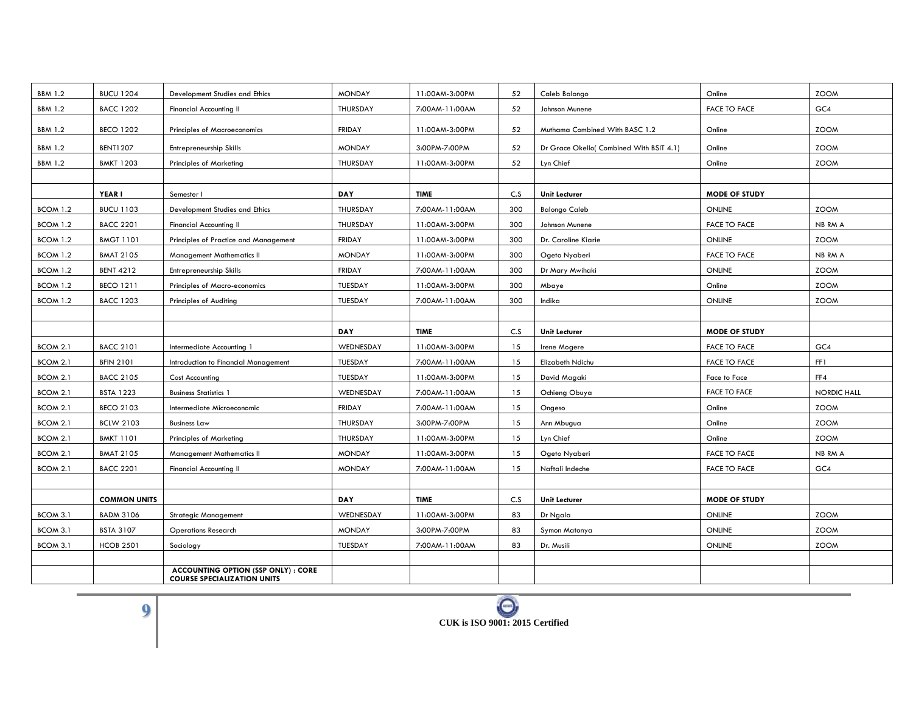| | | | | | | | | |
|---|---|---|---|---|---|---|---|---|
| BBM 1.2 | BUCU 1204 | Development Studies and Ethics | MONDAY | 11:00AM-3:00PM | 52 | Caleb Balongo | Online | ZOOM |
| BBM 1.2 | BACC 1202 | Financial Accounting II | THURSDAY | 7:00AM-11:00AM | 52 | Johnson Munene | FACE TO FACE | GC4 |
| BBM 1.2 | BECO 1202 | Principles of Macroeconomics | FRIDAY | 11:00AM-3:00PM | 52 | Muthama Combined With BASC 1.2 | Online | ZOOM |
| BBM 1.2 | BENT1207 | Entrepreneurship Skills | MONDAY | 3:00PM-7:00PM | 52 | Dr Grace Okello( Combined With BSIT 4.1) | Online | ZOOM |
| BBM 1.2 | BMKT 1203 | Principles of Marketing | THURSDAY | 11:00AM-3:00PM | 52 | Lyn Chief | Online | ZOOM |
| | | | | | | | | |
| | **YEAR I** | Semester I | **DAY** | **TIME** | C.S | **Unit Lecturer** | **MODE OF STUDY** | |
| BCOM 1.2 | BUCU 1103 | Development Studies and Ethics | THURSDAY | 7:00AM-11:00AM | 300 | Balongo Caleb | ONLINE | ZOOM |
| BCOM 1.2 | BACC 2201 | Financial Accounting II | THURSDAY | 11:00AM-3:00PM | 300 | Johnson Munene | FACE TO FACE | NB RM A |
| BCOM 1.2 | BMGT 1101 | Principles of Practice and Management | FRIDAY | 11:00AM-3:00PM | 300 | Dr. Caroline Kiarie | ONLINE | ZOOM |
| BCOM 1.2 | BMAT 2105 | Management Mathematics II | MONDAY | 11:00AM-3:00PM | 300 | Ogeto Nyaberi | FACE TO FACE | NB RM A |
| BCOM 1.2 | BENT 4212 | Entrepreneurship Skills | FRIDAY | 7:00AM-11:00AM | 300 | Dr Mary Mwihaki | ONLINE | ZOOM |
| BCOM 1.2 | BECO 1211 | Principles of Macro-economics | TUESDAY | 11:00AM-3:00PM | 300 | Mbaye | Online | ZOOM |
| BCOM 1.2 | BACC 1203 | Principles of Auditing | TUESDAY | 7:00AM-11:00AM | 300 | Indika | ONLINE | ZOOM |
| | | | | | | | | |
| | | | **DAY** | **TIME** | C.S | **Unit Lecturer** | **MODE OF STUDY** | |
| BCOM 2.1 | BACC 2101 | Intermediate Accounting 1 | WEDNESDAY | 11:00AM-3:00PM | 15 | Irene Mogere | FACE TO FACE | GC4 |
| BCOM 2.1 | BFIN 2101 | Introduction to Financial Management | TUESDAY | 7:00AM-11:00AM | 15 | Elizabeth Ndichu | FACE TO FACE | FF1 |
| BCOM 2.1 | BACC 2105 | Cost Accounting | TUESDAY | 11:00AM-3:00PM | 15 | David Magaki | Face to Face | FF4 |
| BCOM 2.1 | BSTA 1223 | Business Statistics 1 | WEDNESDAY | 7:00AM-11:00AM | 15 | Ochieng Obuya | FACE TO FACE | NORDIC HALL |
| BCOM 2.1 | BECO 2103 | Intermediate Microeconomic | FRIDAY | 7:00AM-11:00AM | 15 | Ongeso | Online | ZOOM |
| BCOM 2.1 | BCLW 2103 | Business Law | THURSDAY | 3:00PM-7:00PM | 15 | Ann Mbugua | Online | ZOOM |
| BCOM 2.1 | BMKT 1101 | Principles of Marketing | THURSDAY | 11:00AM-3:00PM | 15 | Lyn Chief | Online | ZOOM |
| BCOM 2.1 | BMAT 2105 | Management Mathematics II | MONDAY | 11:00AM-3:00PM | 15 | Ogeto Nyaberi | FACE TO FACE | NB RM A |
| BCOM 2.1 | BACC 2201 | Financial Accounting II | MONDAY | 7:00AM-11:00AM | 15 | Naftali Indeche | FACE TO FACE | GC4 |
| | | | | | | | | |
| | **COMMON UNITS** | | **DAY** | **TIME** | C.S | **Unit Lecturer** | **MODE OF STUDY** | |
| BCOM 3.1 | BADM 3106 | Strategic Management | WEDNESDAY | 11:00AM-3:00PM | 83 | Dr Ngala | ONLINE | ZOOM |
| BCOM 3.1 | BSTA 3107 | Operations Research | MONDAY | 3:00PM-7:00PM | 83 | Symon Matonya | ONLINE | ZOOM |
| BCOM 3.1 | HCOB 2501 | Sociology | TUESDAY | 7:00AM-11:00AM | 83 | Dr. Musili | ONLINE | ZOOM |
| | | | | | | | | |
| | | **ACCOUNTING OPTION (SSP ONLY) : CORE COURSE SPECIALIZATION UNITS** | | | | | | |

CUK is ISO 9001: 2015 Certified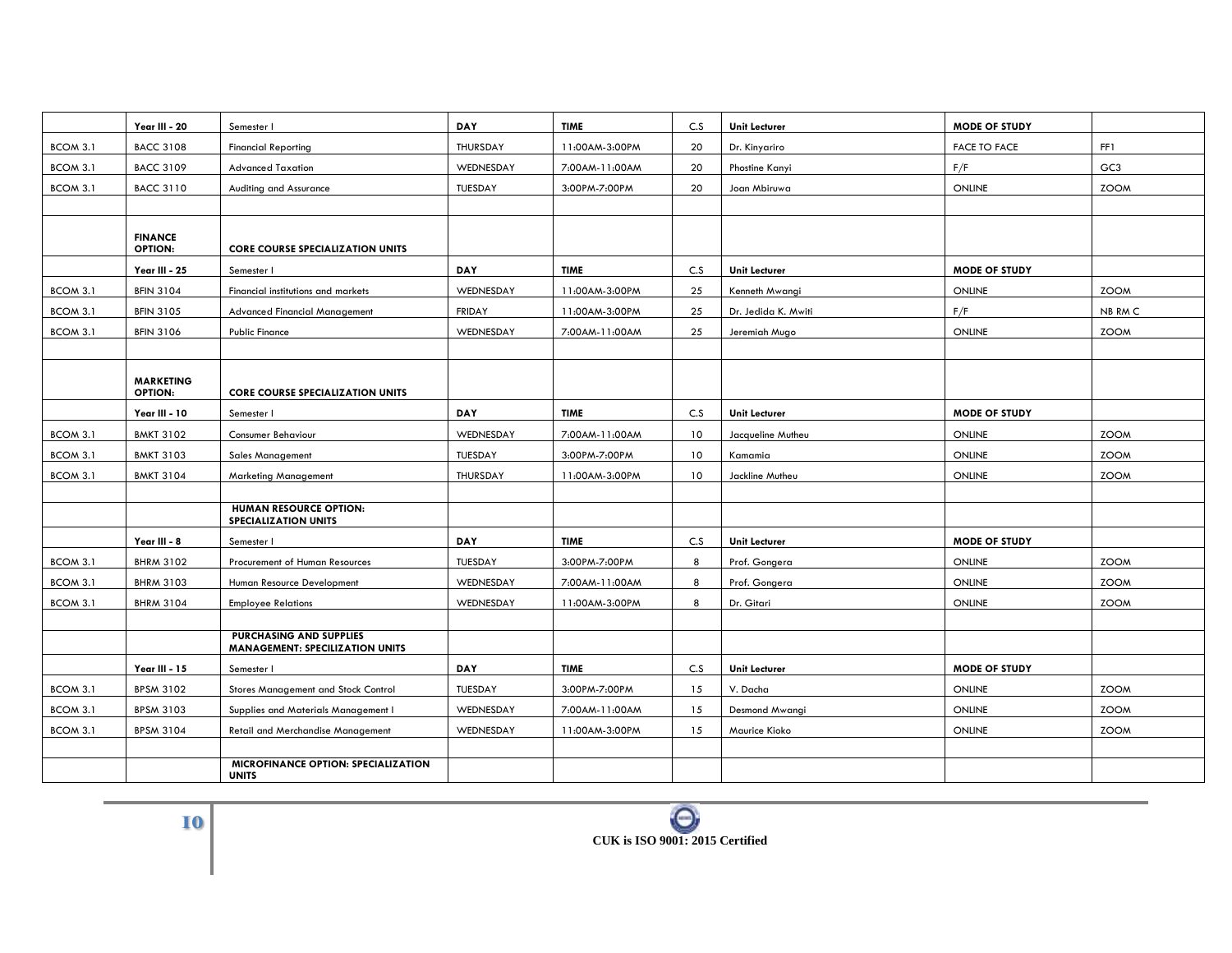|  | Year III - 20 | Semester I | DAY | TIME | C.S | Unit Lecturer | MODE OF STUDY |  |
|---|---|---|---|---|---|---|---|---|
| BCOM 3.1 | BACC 3108 | Financial Reporting | THURSDAY | 11:00AM-3:00PM | 20 | Dr. Kinyariro | FACE TO FACE | FF1 |
| BCOM 3.1 | BACC 3109 | Advanced Taxation | WEDNESDAY | 7:00AM-11:00AM | 20 | Phostine Kanyi | F/F | GC3 |
| BCOM 3.1 | BACC 3110 | Auditing and Assurance | TUESDAY | 3:00PM-7:00PM | 20 | Joan Mbiruwa | ONLINE | ZOOM |
|  |  |  |  |  |  |  |  |  |
|  | **FINANCE OPTION:** | **CORE COURSE SPECIALIZATION UNITS** |  |  |  |  |  |  |
|  | Year III - 25 | Semester I | DAY | TIME | C.S | Unit Lecturer | MODE OF STUDY |  |
| BCOM 3.1 | BFIN 3104 | Financial institutions and markets | WEDNESDAY | 11:00AM-3:00PM | 25 | Kenneth Mwangi | ONLINE | ZOOM |
| BCOM 3.1 | BFIN 3105 | Advanced Financial Management | FRIDAY | 11:00AM-3:00PM | 25 | Dr. Jedida K. Mwiti | F/F | NB RM C |
| BCOM 3.1 | BFIN 3106 | Public Finance | WEDNESDAY | 7:00AM-11:00AM | 25 | Jeremiah Mugo | ONLINE | ZOOM |
|  |  |  |  |  |  |  |  |  |
|  | **MARKETING OPTION:** | **CORE COURSE SPECIALIZATION UNITS** |  |  |  |  |  |  |
|  | Year III - 10 | Semester I | DAY | TIME | C.S | Unit Lecturer | MODE OF STUDY |  |
| BCOM 3.1 | BMKT 3102 | Consumer Behaviour | WEDNESDAY | 7:00AM-11:00AM | 10 | Jacqueline Mutheu | ONLINE | ZOOM |
| BCOM 3.1 | BMKT 3103 | Sales Management | TUESDAY | 3:00PM-7:00PM | 10 | Kamamia | ONLINE | ZOOM |
| BCOM 3.1 | BMKT 3104 | Marketing Management | THURSDAY | 11:00AM-3:00PM | 10 | Jackline Mutheu | ONLINE | ZOOM |
|  |  |  |  |  |  |  |  |  |
|  |  | **HUMAN RESOURCE OPTION: SPECIALIZATION UNITS** |  |  |  |  |  |  |
|  | Year III - 8 | Semester I | DAY | TIME | C.S | Unit Lecturer | MODE OF STUDY |  |
| BCOM 3.1 | BHRM 3102 | Procurement of Human Resources | TUESDAY | 3:00PM-7:00PM | 8 | Prof. Gongera | ONLINE | ZOOM |
| BCOM 3.1 | BHRM 3103 | Human Resource Development | WEDNESDAY | 7:00AM-11:00AM | 8 | Prof. Gongera | ONLINE | ZOOM |
| BCOM 3.1 | BHRM 3104 | Employee Relations | WEDNESDAY | 11:00AM-3:00PM | 8 | Dr. Gitari | ONLINE | ZOOM |
|  |  |  |  |  |  |  |  |  |
|  |  | **PURCHASING AND SUPPLIES MANAGEMENT: SPECILIZATION UNITS** |  |  |  |  |  |  |
|  | Year III - 15 | Semester I | DAY | TIME | C.S | Unit Lecturer | MODE OF STUDY |  |
| BCOM 3.1 | BPSM 3102 | Stores Management and Stock Control | TUESDAY | 3:00PM-7:00PM | 15 | V. Dacha | ONLINE | ZOOM |
| BCOM 3.1 | BPSM 3103 | Supplies and Materials Management I | WEDNESDAY | 7:00AM-11:00AM | 15 | Desmond Mwangi | ONLINE | ZOOM |
| BCOM 3.1 | BPSM 3104 | Retail and Merchandise Management | WEDNESDAY | 11:00AM-3:00PM | 15 | Maurice Kioko | ONLINE | ZOOM |
|  |  |  |  |  |  |  |  |  |
|  |  | **MICROFINANCE OPTION: SPECIALIZATION UNITS** |  |  |  |  |  |  |

CUK is ISO 9001: 2015 Certified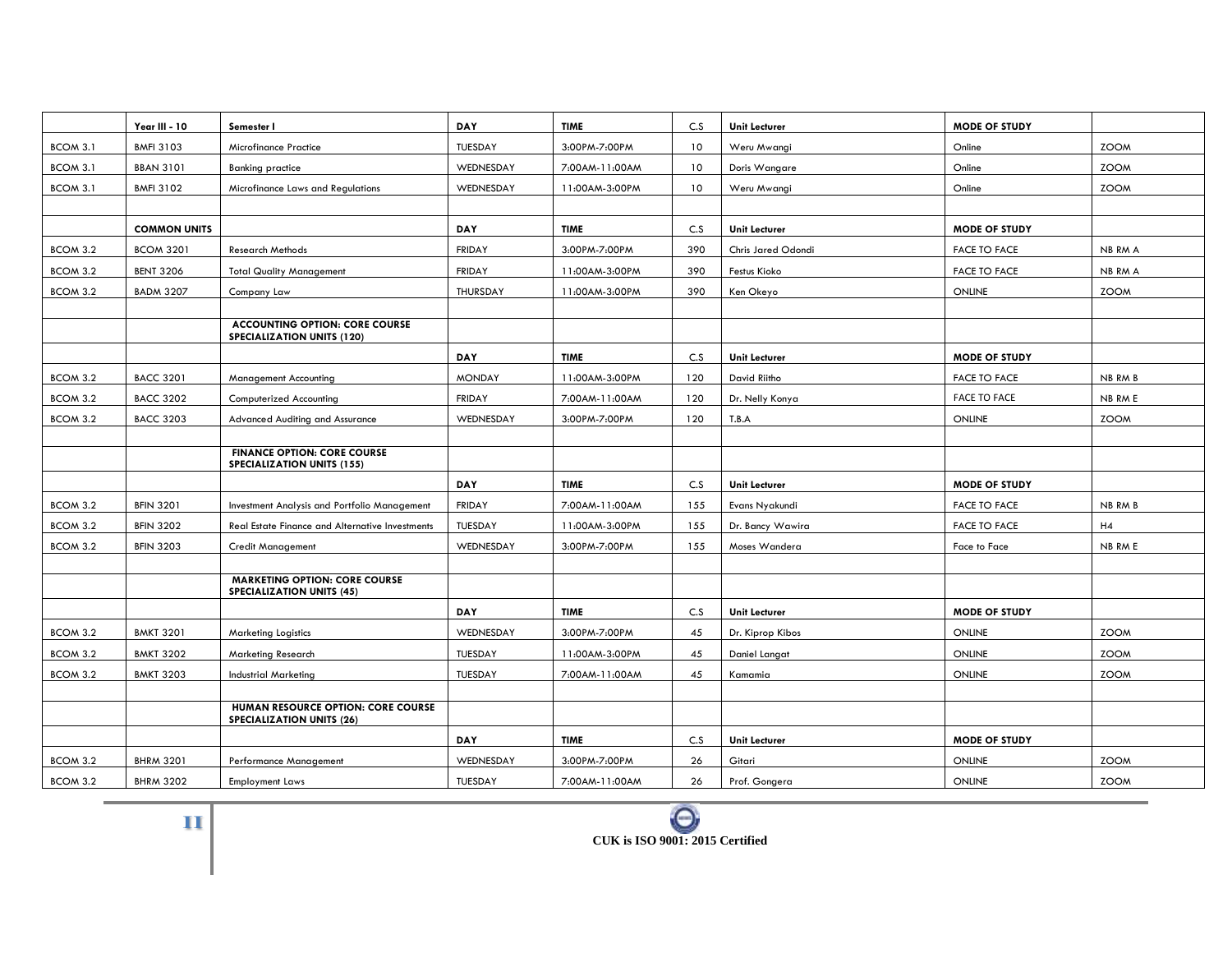|  | Year III - 10 | Semester I | DAY | TIME | C.S | Unit Lecturer | MODE OF STUDY |  |
|---|---|---|---|---|---|---|---|---|
| BCOM 3.1 | BMFI 3103 | Microfinance Practice | TUESDAY | 3:00PM-7:00PM | 10 | Weru Mwangi | Online | ZOOM |
| BCOM 3.1 | BBAN 3101 | Banking practice | WEDNESDAY | 7:00AM-11:00AM | 10 | Doris Wangare | Online | ZOOM |
| BCOM 3.1 | BMFI 3102 | Microfinance Laws and Regulations | WEDNESDAY | 11:00AM-3:00PM | 10 | Weru Mwangi | Online | ZOOM |
|  |  |  |  |  |  |  |  |  |
|  | COMMON UNITS |  | DAY | TIME | C.S | Unit Lecturer | MODE OF STUDY |  |
| BCOM 3.2 | BCOM 3201 | Research Methods | FRIDAY | 3:00PM-7:00PM | 390 | Chris Jared Odondi | FACE TO FACE | NB RM A |
| BCOM 3.2 | BENT 3206 | Total Quality Management | FRIDAY | 11:00AM-3:00PM | 390 | Festus Kioko | FACE TO FACE | NB RM A |
| BCOM 3.2 | BADM 3207 | Company Law | THURSDAY | 11:00AM-3:00PM | 390 | Ken Okeyo | ONLINE | ZOOM |
|  |  |  |  |  |  |  |  |  |
|  |  | ACCOUNTING OPTION: CORE COURSE SPECIALIZATION UNITS (120) |  |  |  |  |  |  |
|  |  |  | DAY | TIME | C.S | Unit Lecturer | MODE OF STUDY |  |
| BCOM 3.2 | BACC 3201 | Management Accounting | MONDAY | 11:00AM-3:00PM | 120 | David Riitho | FACE TO FACE | NB RM B |
| BCOM 3.2 | BACC 3202 | Computerized Accounting | FRIDAY | 7:00AM-11:00AM | 120 | Dr. Nelly Konya | FACE TO FACE | NB RM E |
| BCOM 3.2 | BACC 3203 | Advanced Auditing and Assurance | WEDNESDAY | 3:00PM-7:00PM | 120 | T.B.A | ONLINE | ZOOM |
|  |  |  |  |  |  |  |  |  |
|  |  | FINANCE OPTION: CORE COURSE SPECIALIZATION UNITS (155) |  |  |  |  |  |  |
|  |  |  | DAY | TIME | C.S | Unit Lecturer | MODE OF STUDY |  |
| BCOM 3.2 | BFIN 3201 | Investment Analysis and Portfolio Management | FRIDAY | 7:00AM-11:00AM | 155 | Evans Nyakundi | FACE TO FACE | NB RM B |
| BCOM 3.2 | BFIN 3202 | Real Estate Finance and Alternative Investments | TUESDAY | 11:00AM-3:00PM | 155 | Dr. Bancy Wawira | FACE TO FACE | H4 |
| BCOM 3.2 | BFIN 3203 | Credit Management | WEDNESDAY | 3:00PM-7:00PM | 155 | Moses Wandera | Face to Face | NB RM E |
|  |  |  |  |  |  |  |  |  |
|  |  | MARKETING OPTION: CORE COURSE SPECIALIZATION UNITS (45) |  |  |  |  |  |  |
|  |  |  | DAY | TIME | C.S | Unit Lecturer | MODE OF STUDY |  |
| BCOM 3.2 | BMKT 3201 | Marketing Logistics | WEDNESDAY | 3:00PM-7:00PM | 45 | Dr. Kiprop Kibos | ONLINE | ZOOM |
| BCOM 3.2 | BMKT 3202 | Marketing Research | TUESDAY | 11:00AM-3:00PM | 45 | Daniel Langat | ONLINE | ZOOM |
| BCOM 3.2 | BMKT 3203 | Industrial Marketing | TUESDAY | 7:00AM-11:00AM | 45 | Kamamia | ONLINE | ZOOM |
|  |  |  |  |  |  |  |  |  |
|  |  | HUMAN RESOURCE OPTION: CORE COURSE SPECIALIZATION UNITS (26) |  |  |  |  |  |  |
|  |  |  | DAY | TIME | C.S | Unit Lecturer | MODE OF STUDY |  |
| BCOM 3.2 | BHRM 3201 | Performance Management | WEDNESDAY | 3:00PM-7:00PM | 26 | Gitari | ONLINE | ZOOM |
| BCOM 3.2 | BHRM 3202 | Employment Laws | TUESDAY | 7:00AM-11:00AM | 26 | Prof. Gongera | ONLINE | ZOOM |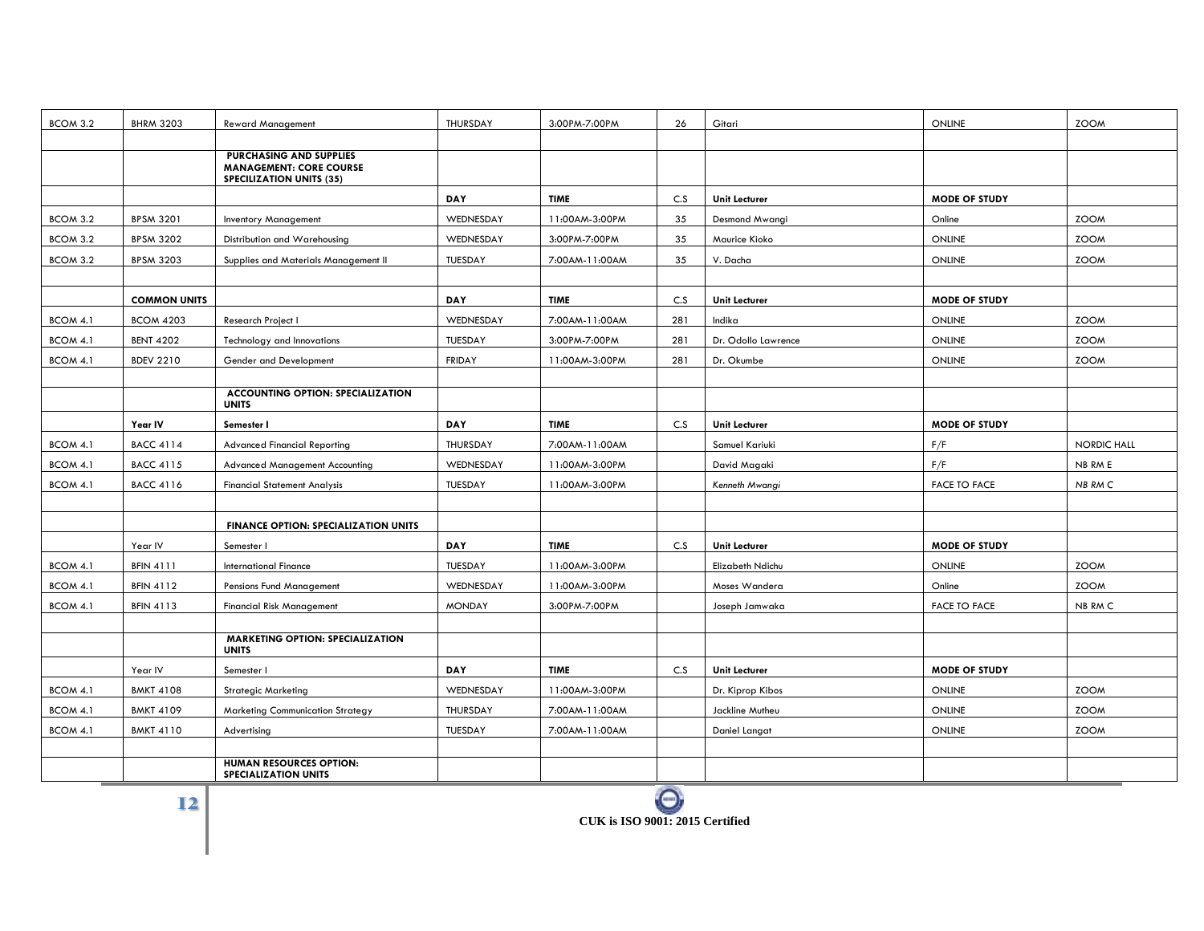| | | | | | | | | |
|---|---|---|---|---|---|---|---|---|
| BCOM 3.2 | BHRM 3203 | Reward Management | THURSDAY | 3:00PM-7:00PM | 26 | Gitari | ONLINE | ZOOM |
| | | | | | | | | |
| | | **PURCHASING AND SUPPLIES MANAGEMENT: CORE COURSE SPECILIZATION UNITS (35)** | | | | | | |
| | | | **DAY** | **TIME** | C.S | **Unit Lecturer** | **MODE OF STUDY** | |
| BCOM 3.2 | BPSM 3201 | Inventory Management | WEDNESDAY | 11:00AM-3:00PM | 35 | Desmond Mwangi | Online | ZOOM |
| BCOM 3.2 | BPSM 3202 | Distribution and Warehousing | WEDNESDAY | 3:00PM-7:00PM | 35 | Maurice Kioko | ONLINE | ZOOM |
| BCOM 3.2 | BPSM 3203 | Supplies and Materials Management II | TUESDAY | 7:00AM-11:00AM | 35 | V. Dacha | ONLINE | ZOOM |
| | | | | | | | | |
| | **COMMON UNITS** | | **DAY** | **TIME** | C.S | **Unit Lecturer** | **MODE OF STUDY** | |
| BCOM 4.1 | BCOM 4203 | Research Project I | WEDNESDAY | 7:00AM-11:00AM | 281 | Indika | ONLINE | ZOOM |
| BCOM 4.1 | BENT 4202 | Technology and Innovations | TUESDAY | 3:00PM-7:00PM | 281 | Dr. Odollo Lawrence | ONLINE | ZOOM |
| BCOM 4.1 | BDEV 2210 | Gender and Development | FRIDAY | 11:00AM-3:00PM | 281 | Dr. Okumbe | ONLINE | ZOOM |
| | | | | | | | | |
| | | **ACCOUNTING OPTION: SPECIALIZATION UNITS** | | | | | | |
| | **Year IV** | **Semester I** | **DAY** | **TIME** | C.S | **Unit Lecturer** | **MODE OF STUDY** | |
| BCOM 4.1 | BACC 4114 | Advanced Financial Reporting | THURSDAY | 7:00AM-11:00AM | | Samuel Kariuki | F/F | NORDIC HALL |
| BCOM 4.1 | BACC 4115 | Advanced Management Accounting | WEDNESDAY | 11:00AM-3:00PM | | David Magaki | F/F | NB RM E |
| BCOM 4.1 | BACC 4116 | Financial Statement Analysis | TUESDAY | 11:00AM-3:00PM | | *Kenneth Mwangi* | FACE TO FACE | *NB RM C* |
| | | | | | | | | |
| | | **FINANCE OPTION: SPECIALIZATION UNITS** | | | | | | |
| | Year IV | Semester I | **DAY** | **TIME** | C.S | **Unit Lecturer** | **MODE OF STUDY** | |
| BCOM 4.1 | BFIN 4111 | International Finance | TUESDAY | 11:00AM-3:00PM | | Elizabeth Ndichu | ONLINE | ZOOM |
| BCOM 4.1 | BFIN 4112 | Pensions Fund Management | WEDNESDAY | 11:00AM-3:00PM | | Moses Wandera | Online | ZOOM |
| BCOM 4.1 | BFIN 4113 | Financial Risk Management | MONDAY | 3:00PM-7:00PM | | Joseph Jamwaka | FACE TO FACE | NB RM C |
| | | | | | | | | |
| | | **MARKETING OPTION: SPECIALIZATION UNITS** | | | | | | |
| | Year IV | Semester I | **DAY** | **TIME** | C.S | **Unit Lecturer** | **MODE OF STUDY** | |
| BCOM 4.1 | BMKT 4108 | Strategic Marketing | WEDNESDAY | 11:00AM-3:00PM | | Dr. Kiprop Kibos | ONLINE | ZOOM |
| BCOM 4.1 | BMKT 4109 | Marketing Communication Strategy | THURSDAY | 7:00AM-11:00AM | | Jackline Mutheu | ONLINE | ZOOM |
| BCOM 4.1 | BMKT 4110 | Advertising | TUESDAY | 7:00AM-11:00AM | | Daniel Langat | ONLINE | ZOOM |
| | | | | | | | | |
| | | **HUMAN RESOURCES OPTION: SPECIALIZATION UNITS** | | | | | | |

CUK is ISO 9001: 2015 Certified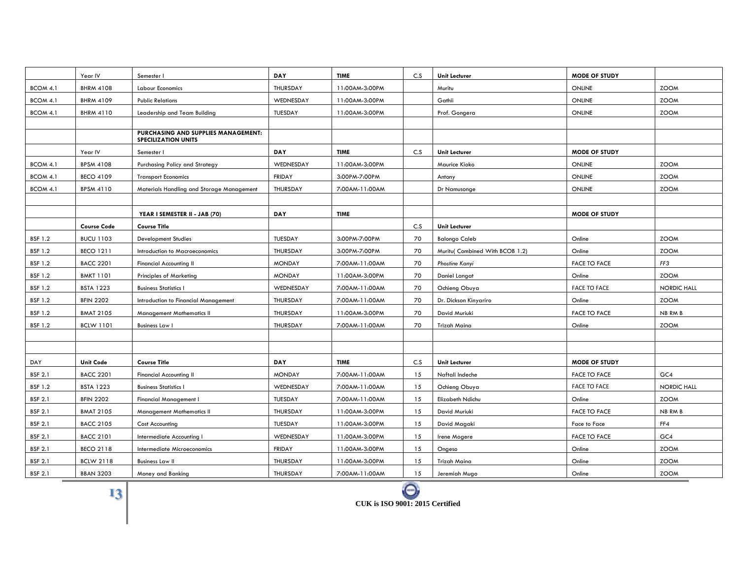| | Year IV | Semester I | **DAY** | **TIME** | C.S | **Unit Lecturer** | **MODE OF STUDY** | |
|---|---|---|---|---|---|---|---|---|
| BCOM 4.1 | BHRM 4108 | Labour Economics | THURSDAY | 11:00AM-3:00PM | | Muritu | ONLINE | ZOOM |
| BCOM 4.1 | BHRM 4109 | Public Relations | WEDNESDAY | 11:00AM-3:00PM | | Gathii | ONLINE | ZOOM |
| BCOM 4.1 | BHRM 4110 | Leadership and Team Building | TUESDAY | 11:00AM-3:00PM | | Prof. Gongera | ONLINE | ZOOM |
| | | | | | | | | |
| | | **PURCHASING AND SUPPLIES MANAGEMENT: SPECILIZATION UNITS** | | | | | | |
| | Year IV | Semester I | **DAY** | **TIME** | C.S | **Unit Lecturer** | **MODE OF STUDY** | |
| BCOM 4.1 | BPSM 4108 | Purchasing Policy and Strategy | WEDNESDAY | 11:00AM-3:00PM | | Maurice Kioko | ONLINE | ZOOM |
| BCOM 4.1 | BECO 4109 | Transport Economics | FRIDAY | 3:00PM-7:00PM | | Antony | ONLINE | ZOOM |
| BCOM 4.1 | BPSM 4110 | Materials Handling and Storage Management | THURSDAY | 7:00AM-11:00AM | | Dr Namusonge | ONLINE | ZOOM |
| | | | | | | | | |
| | | **YEAR I SEMESTER II - JAB (70)** | **DAY** | **TIME** | | | **MODE OF STUDY** | |
| | **Course Code** | **Course Title** | | | C.S | **Unit Lecturer** | | |
| BSF 1.2 | BUCU 1103 | Development Studies | TUESDAY | 3:00PM-7:00PM | 70 | Balongo Caleb | Online | ZOOM |
| BSF 1.2 | BECO 1211 | Introduction to Macroeconomics | THURSDAY | 3:00PM-7:00PM | 70 | Muritu( Combined With BCOB 1.2) | Online | ZOOM |
| BSF 1.2 | BACC 2201 | Financial Accounting II | MONDAY | 7:00AM-11:00AM | 70 | *Phostine Kanyi* | FACE TO FACE | *FF3* |
| BSF 1.2 | BMKT 1101 | Principles of Marketing | MONDAY | 11:00AM-3:00PM | 70 | Daniel Langat | Online | ZOOM |
| BSF 1.2 | BSTA 1223 | Business Statistics I | WEDNESDAY | 7:00AM-11:00AM | 70 | Ochieng Obuya | FACE TO FACE | NORDIC HALL |
| BSF 1.2 | BFIN 2202 | Introduction to Financial Management | THURSDAY | 7:00AM-11:00AM | 70 | Dr. Dickson Kinyariro | Online | ZOOM |
| BSF 1.2 | BMAT 2105 | Management Mathematics II | THURSDAY | 11:00AM-3:00PM | 70 | David Muriuki | FACE TO FACE | NB RM B |
| BSF 1.2 | BCLW 1101 | Business Law I | THURSDAY | 7:00AM-11:00AM | 70 | Trizah Maina | Online | ZOOM |
| | | | | | | | | |
| | | | | | | | | |
| DAY | **Unit Code** | **Course Title** | **DAY** | **TIME** | C.S | **Unit Lecturer** | **MODE OF STUDY** | |
| BSF 2.1 | BACC 2201 | Financial Accounting II | MONDAY | 7:00AM-11:00AM | 15 | Naftali Indeche | FACE TO FACE | GC4 |
| BSF 1.2 | BSTA 1223 | Business Statistics I | WEDNESDAY | 7:00AM-11:00AM | 15 | Ochieng Obuya | FACE TO FACE | NORDIC HALL |
| BSF 2.1 | BFIN 2202 | Financial Management I | TUESDAY | 7:00AM-11:00AM | 15 | Elizabeth Ndichu | Online | ZOOM |
| BSF 2.1 | BMAT 2105 | Management Mathematics II | THURSDAY | 11:00AM-3:00PM | 15 | David Muriuki | FACE TO FACE | NB RM B |
| BSF 2.1 | BACC 2105 | Cost Accounting | TUESDAY | 11:00AM-3:00PM | 15 | David Magaki | Face to Face | FF4 |
| BSF 2.1 | BACC 2101 | Intermediate Accounting I | WEDNESDAY | 11:00AM-3:00PM | 15 | Irene Mogere | FACE TO FACE | GC4 |
| BSF 2.1 | BECO 2118 | Intermediate Microeconomics | FRIDAY | 11:00AM-3:00PM | 15 | Ongeso | Online | ZOOM |
| BSF 2.1 | BCLW 2118 | Business Law II | THURSDAY | 11:00AM-3:00PM | 15 | Trizah Maina | Online | ZOOM |
| BSF 2.1 | BBAN 3203 | Money and Banking | THURSDAY | 7:00AM-11:00AM | 15 | Jeremiah Mugo | Online | ZOOM |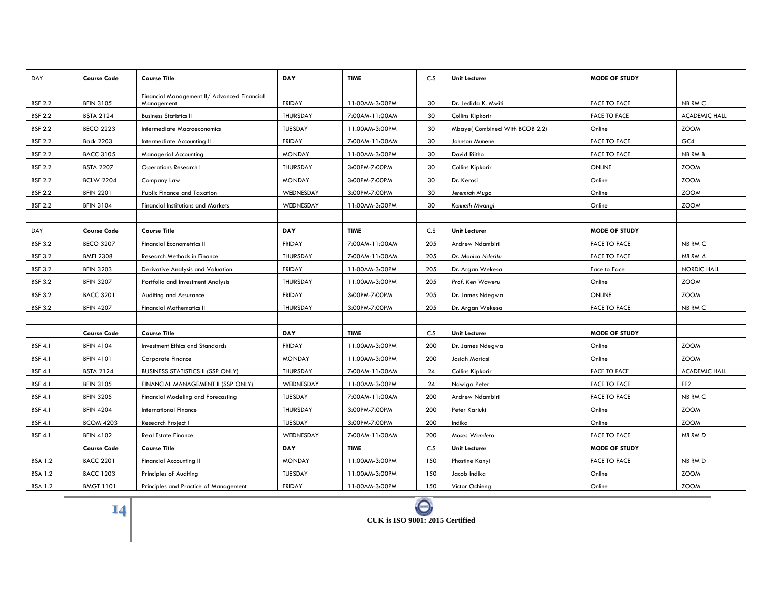| DAY | Course Code | Course Title | DAY | TIME | C.S | Unit Lecturer | MODE OF STUDY | |
|---|---|---|---|---|---|---|---|---|
| BSF 2.2 | BFIN 3105 | Financial Management II/ Advanced Financial Management | FRIDAY | 11:00AM-3:00PM | 30 | Dr. Jedida K. Mwiti | FACE TO FACE | NB RM C |
| BSF 2.2 | BSTA 2124 | Business Statistics II | THURSDAY | 7:00AM-11:00AM | 30 | Collins Kipkorir | FACE TO FACE | ACADEMIC HALL |
| BSF 2.2 | BECO 2223 | Intermediate Macroeconomics | TUESDAY | 11:00AM-3:00PM | 30 | Mbaye( Combined With BCOB 2.2) | Online | ZOOM |
| BSF 2.2 | Back 2203 | Intermediate Accounting II | FRIDAY | 7:00AM-11:00AM | 30 | Johnson Munene | FACE TO FACE | GC4 |
| BSF 2.2 | BACC 3105 | Managerial Accounting | MONDAY | 11:00AM-3:00PM | 30 | David Riitho | FACE TO FACE | NB RM B |
| BSF 2.2 | BSTA 2207 | Operations Research I | THURSDAY | 3:00PM-7:00PM | 30 | Collins Kipkorir | ONLINE | ZOOM |
| BSF 2.2 | BCLW 2204 | Company Law | MONDAY | 3:00PM-7:00PM | 30 | Dr. Kerosi | Online | ZOOM |
| BSF 2.2 | BFIN 2201 | Public Finance and Taxation | WEDNESDAY | 3:00PM-7:00PM | 30 | *Jeremiah Mugo* | Online | ZOOM |
| BSF 2.2 | BFIN 3104 | Financial Institutions and Markets | WEDNESDAY | 11:00AM-3:00PM | 30 | *Kenneth Mwangi* | Online | ZOOM |
| | | | | | | | | |
| DAY | Course Code | Course Title | DAY | TIME | C.S | Unit Lecturer | MODE OF STUDY | |
| BSF 3.2 | BECO 3207 | Financial Econometrics II | FRIDAY | 7:00AM-11:00AM | 205 | Andrew Ndambiri | FACE TO FACE | NB RM C |
| BSF 3.2 | BMFI 2308 | Research Methods in Finance | THURSDAY | 7:00AM-11:00AM | 205 | *Dr. Monica Nderitu* | FACE TO FACE | *NB RM A* |
| BSF 3.2 | BFIN 3203 | Derivative Analysis and Valuation | FRIDAY | 11:00AM-3:00PM | 205 | Dr. Argan Wekesa | Face to Face | NORDIC HALL |
| BSF 3.2 | BFIN 3207 | Portfolio and Investment Analysis | THURSDAY | 11:00AM-3:00PM | 205 | *Prof. Ken Waweru* | Online | ZOOM |
| BSF 3.2 | BACC 3201 | Auditing and Assurance | FRIDAY | 3:00PM-7:00PM | 205 | Dr. James Ndegwa | ONLINE | ZOOM |
| BSF 3.2 | BFIN 4207 | Financial Mathematics II | THURSDAY | 3:00PM-7:00PM | 205 | Dr. Argan Wekesa | FACE TO FACE | NB RM C |
| | | | | | | | | |
| | Course Code | Course Title | DAY | TIME | C.S | Unit Lecturer | MODE OF STUDY | |
| BSF 4.1 | BFIN 4104 | Investment Ethics and Standards | FRIDAY | 11:00AM-3:00PM | 200 | Dr. James Ndegwa | Online | ZOOM |
| BSF 4.1 | BFIN 4101 | Corporate Finance | MONDAY | 11:00AM-3:00PM | 200 | Josiah Moriasi | Online | ZOOM |
| BSF 4.1 | BSTA 2124 | BUSINESS STATISTICS II (SSP ONLY) | THURSDAY | 7:00AM-11:00AM | 24 | Collins Kipkorir | FACE TO FACE | ACADEMIC HALL |
| BSF 4.1 | BFIN 3105 | FINANCIAL MANAGEMENT II (SSP ONLY) | WEDNESDAY | 11:00AM-3:00PM | 24 | Ndwiga Peter | FACE TO FACE | FF2 |
| BSF 4.1 | BFIN 3205 | Financial Modeling and Forecasting | TUESDAY | 7:00AM-11:00AM | 200 | Andrew Ndambiri | FACE TO FACE | NB RM C |
| BSF 4.1 | BFIN 4204 | International Finance | THURSDAY | 3:00PM-7:00PM | 200 | Peter Kariuki | Online | ZOOM |
| BSF 4.1 | BCOM 4203 | Research Project I | TUESDAY | 3:00PM-7:00PM | 200 | Indika | Online | ZOOM |
| BSF 4.1 | BFIN 4102 | Real Estate Finance | WEDNESDAY | 7:00AM-11:00AM | 200 | *Moses Wandera* | FACE TO FACE | *NB RM D* |
| | Course Code | Course Title | DAY | TIME | C.S | Unit Lecturer | MODE OF STUDY | |
| BSA 1.2 | BACC 2201 | Financial Accounting II | MONDAY | 11:00AM-3:00PM | 150 | Phostine Kanyi | FACE TO FACE | NB RM D |
| BSA 1.2 | BACC 1203 | Principles of Auditing | TUESDAY | 11:00AM-3:00PM | 150 | Jacob Indika | Online | ZOOM |
| BSA 1.2 | BMGT 1101 | Principles and Practice of Management | FRIDAY | 11:00AM-3:00PM | 150 | Victor Ochieng | Online | ZOOM |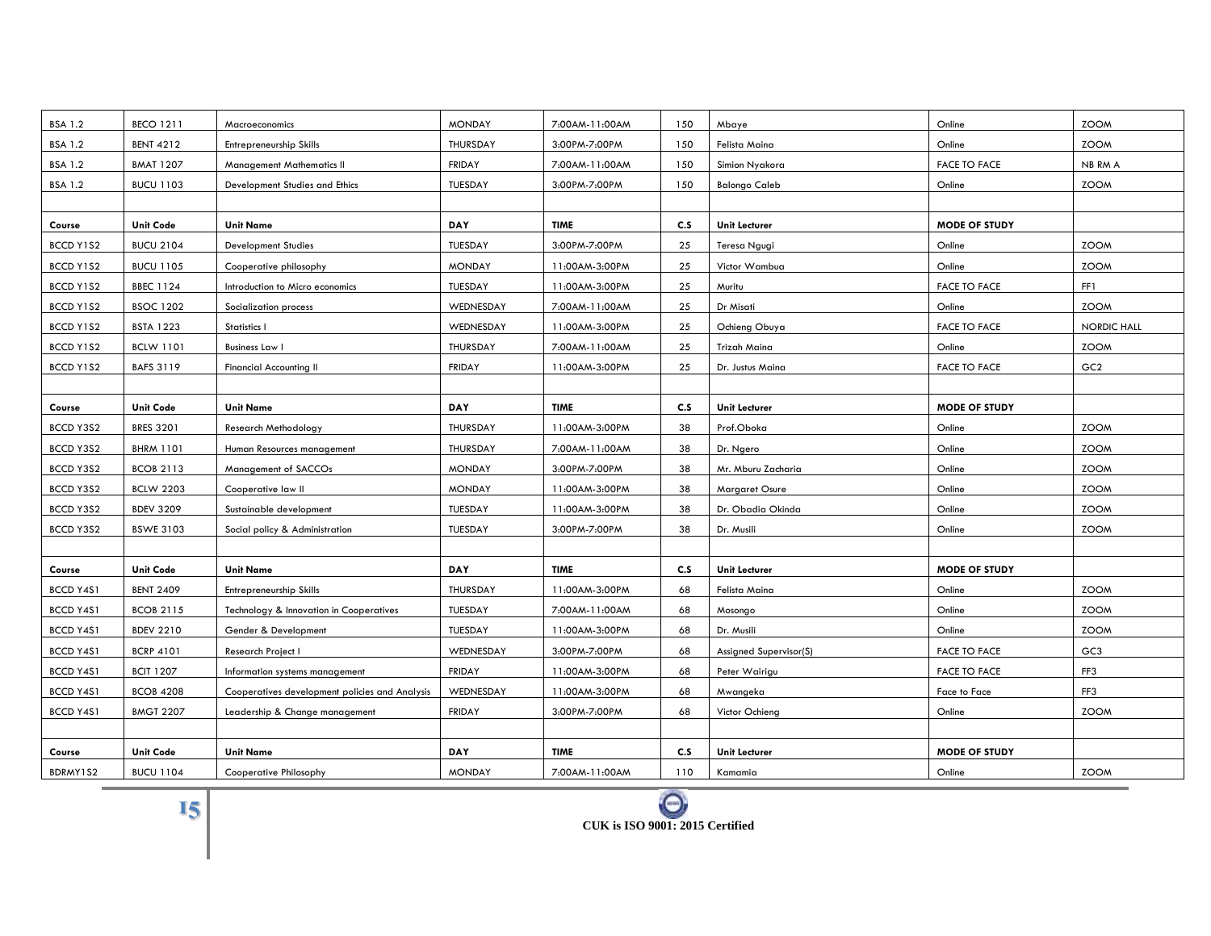| BSA 1.2 | BECO 1211 | Macroeconomics | MONDAY | 7:00AM-11:00AM | 150 | Mbaye | Online | ZOOM |
|---|---|---|---|---|---|---|---|---|
| BSA 1.2 | BENT 4212 | Entrepreneurship Skills | THURSDAY | 3:00PM-7:00PM | 150 | Felista Maina | Online | ZOOM |
| BSA 1.2 | BMAT 1207 | Management Mathematics II | FRIDAY | 7:00AM-11:00AM | 150 | Simion Nyakora | FACE TO FACE | NB RM A |
| BSA 1.2 | BUCU 1103 | Development Studies and Ethics | TUESDAY | 3:00PM-7:00PM | 150 | Balongo Caleb | Online | ZOOM |
| | | | | | | | | |
| **Course** | **Unit Code** | **Unit Name** | **DAY** | **TIME** | **C.S** | **Unit Lecturer** | **MODE OF STUDY** | |
| BCCD Y1S2 | BUCU 2104 | Development Studies | TUESDAY | 3:00PM-7:00PM | 25 | Teresa Ngugi | Online | ZOOM |
| BCCD Y1S2 | BUCU 1105 | Cooperative philosophy | MONDAY | 11:00AM-3:00PM | 25 | Victor Wambua | Online | ZOOM |
| BCCD Y1S2 | BBEC 1124 | Introduction to Micro economics | TUESDAY | 11:00AM-3:00PM | 25 | Muritu | FACE TO FACE | FF1 |
| BCCD Y1S2 | BSOC 1202 | Socialization process | WEDNESDAY | 7:00AM-11:00AM | 25 | Dr Misati | Online | ZOOM |
| BCCD Y1S2 | BSTA 1223 | Statistics I | WEDNESDAY | 11:00AM-3:00PM | 25 | Ochieng Obuya | FACE TO FACE | NORDIC HALL |
| BCCD Y1S2 | BCLW 1101 | Business Law I | THURSDAY | 7:00AM-11:00AM | 25 | Trizah Maina | Online | ZOOM |
| BCCD Y1S2 | BAFS 3119 | Financial Accounting II | FRIDAY | 11:00AM-3:00PM | 25 | Dr. Justus Maina | FACE TO FACE | GC2 |
| | | | | | | | | |
| **Course** | **Unit Code** | **Unit Name** | **DAY** | **TIME** | **C.S** | **Unit Lecturer** | **MODE OF STUDY** | |
| BCCD Y3S2 | BRES 3201 | Research Methodology | THURSDAY | 11:00AM-3:00PM | 38 | Prof.Oboka | Online | ZOOM |
| BCCD Y3S2 | BHRM 1101 | Human Resources management | THURSDAY | 7:00AM-11:00AM | 38 | Dr. Ngero | Online | ZOOM |
| BCCD Y3S2 | BCOB 2113 | Management of SACCOs | MONDAY | 3:00PM-7:00PM | 38 | Mr. Mburu Zacharia | Online | ZOOM |
| BCCD Y3S2 | BCLW 2203 | Cooperative law II | MONDAY | 11:00AM-3:00PM | 38 | Margaret Osure | Online | ZOOM |
| BCCD Y3S2 | BDEV 3209 | Sustainable development | TUESDAY | 11:00AM-3:00PM | 38 | Dr. Obadia Okinda | Online | ZOOM |
| BCCD Y3S2 | BSWE 3103 | Social policy & Administration | TUESDAY | 3:00PM-7:00PM | 38 | Dr. Musili | Online | ZOOM |
| | | | | | | | | |
| **Course** | **Unit Code** | **Unit Name** | **DAY** | **TIME** | **C.S** | **Unit Lecturer** | **MODE OF STUDY** | |
| BCCD Y4S1 | BENT 2409 | Entrepreneurship Skills | THURSDAY | 11:00AM-3:00PM | 68 | Felista Maina | Online | ZOOM |
| BCCD Y4S1 | BCOB 2115 | Technology & Innovation in Cooperatives | TUESDAY | 7:00AM-11:00AM | 68 | Mosongo | Online | ZOOM |
| BCCD Y4S1 | BDEV 2210 | Gender & Development | TUESDAY | 11:00AM-3:00PM | 68 | Dr. Musili | Online | ZOOM |
| BCCD Y4S1 | BCRP 4101 | Research Project I | WEDNESDAY | 3:00PM-7:00PM | 68 | Assigned Supervisor(S) | FACE TO FACE | GC3 |
| BCCD Y4S1 | BCIT 1207 | Information systems management | FRIDAY | 11:00AM-3:00PM | 68 | Peter Wairigu | FACE TO FACE | FF3 |
| BCCD Y4S1 | BCOB 4208 | Cooperatives development policies and Analysis | WEDNESDAY | 11:00AM-3:00PM | 68 | Mwangeka | Face to Face | FF3 |
| BCCD Y4S1 | BMGT 2207 | Leadership & Change management | FRIDAY | 3:00PM-7:00PM | 68 | Victor Ochieng | Online | ZOOM |
| | | | | | | | | |
| **Course** | **Unit Code** | **Unit Name** | **DAY** | **TIME** | **C.S** | **Unit Lecturer** | **MODE OF STUDY** | |
| BDRMY1S2 | BUCU 1104 | Cooperative Philosophy | MONDAY | 7:00AM-11:00AM | 110 | Kamamia | Online | ZOOM |

CUK is ISO 9001: 2015 Certified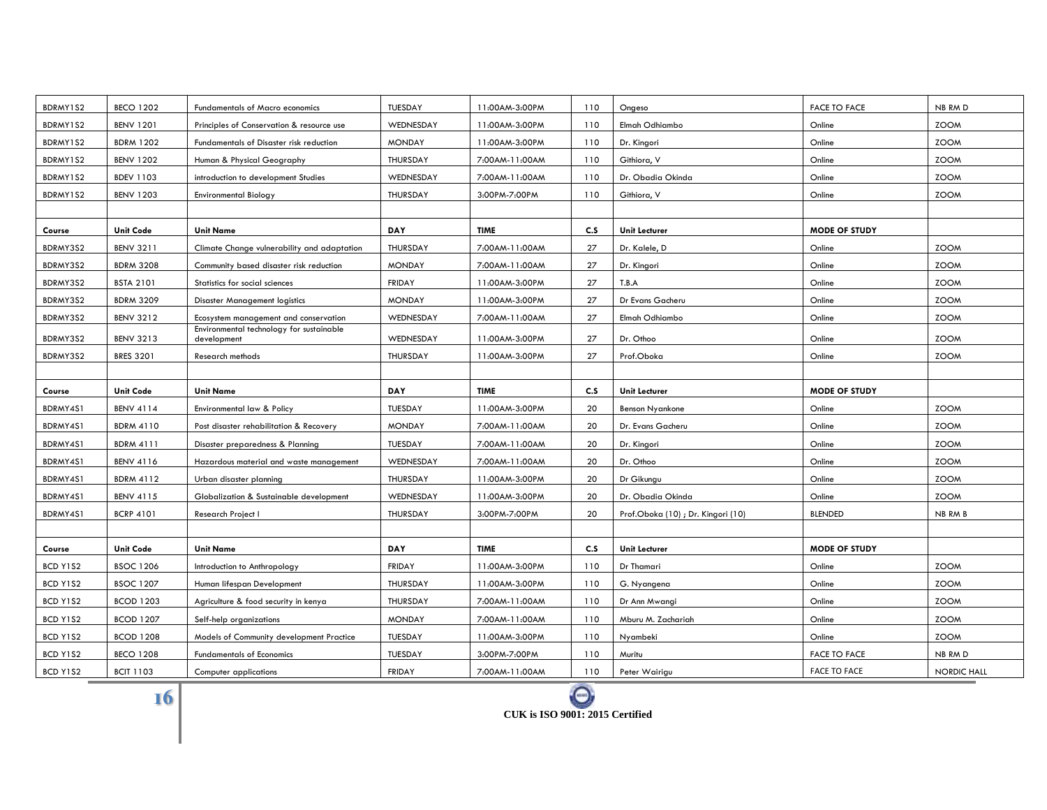| BDRMY1S2 | BECO 1202 | Fundamentals of Macro economics | TUESDAY | 11:00AM-3:00PM | 110 | Ongeso | FACE TO FACE | NB RM D |
|---|---|---|---|---|---|---|---|---|
| BDRMY1S2 | BENV 1201 | Principles of Conservation & resource use | WEDNESDAY | 11:00AM-3:00PM | 110 | Elmah Odhiambo | Online | ZOOM |
| BDRMY1S2 | BDRM 1202 | Fundamentals of Disaster risk reduction | MONDAY | 11:00AM-3:00PM | 110 | Dr. Kingori | Online | ZOOM |
| BDRMY1S2 | BENV 1202 | Human & Physical Geography | THURSDAY | 7:00AM-11:00AM | 110 | Githiora, V | Online | ZOOM |
| BDRMY1S2 | BDEV 1103 | introduction to development Studies | WEDNESDAY | 7:00AM-11:00AM | 110 | Dr. Obadia Okinda | Online | ZOOM |
| BDRMY1S2 | BENV 1203 | Environmental Biology | THURSDAY | 3:00PM-7:00PM | 110 | Githiora, V | Online | ZOOM |
| | | | | | | | | |
| **Course** | **Unit Code** | **Unit Name** | **DAY** | **TIME** | **C.S** | **Unit Lecturer** | **MODE OF STUDY** | |
| BDRMY3S2 | BENV 3211 | Climate Change vulnerability and adaptation | THURSDAY | 7:00AM-11:00AM | 27 | Dr. Kalele, D | Online | ZOOM |
| BDRMY3S2 | BDRM 3208 | Community based disaster risk reduction | MONDAY | 7:00AM-11:00AM | 27 | Dr. Kingori | Online | ZOOM |
| BDRMY3S2 | BSTA 2101 | Statistics for social sciences | FRIDAY | 11:00AM-3:00PM | 27 | T.B.A | Online | ZOOM |
| BDRMY3S2 | BDRM 3209 | Disaster Management logistics | MONDAY | 11:00AM-3:00PM | 27 | Dr Evans Gacheru | Online | ZOOM |
| BDRMY3S2 | BENV 3212 | Ecosystem management and conservation | WEDNESDAY | 7:00AM-11:00AM | 27 | Elmah Odhiambo | Online | ZOOM |
| BDRMY3S2 | BENV 3213 | Environmental technology for sustainable development | WEDNESDAY | 11:00AM-3:00PM | 27 | Dr. Othoo | Online | ZOOM |
| BDRMY3S2 | BRES 3201 | Research methods | THURSDAY | 11:00AM-3:00PM | 27 | Prof.Oboka | Online | ZOOM |
| | | | | | | | | |
| **Course** | **Unit Code** | **Unit Name** | **DAY** | **TIME** | **C.S** | **Unit Lecturer** | **MODE OF STUDY** | |
| BDRMY4S1 | BENV 4114 | Environmental law & Policy | TUESDAY | 11:00AM-3:00PM | 20 | Benson Nyankone | Online | ZOOM |
| BDRMY4S1 | BDRM 4110 | Post disaster rehabilitation & Recovery | MONDAY | 7:00AM-11:00AM | 20 | Dr. Evans Gacheru | Online | ZOOM |
| BDRMY4S1 | BDRM 4111 | Disaster preparedness & Planning | TUESDAY | 7:00AM-11:00AM | 20 | Dr. Kingori | Online | ZOOM |
| BDRMY4S1 | BENV 4116 | Hazardous material and waste management | WEDNESDAY | 7:00AM-11:00AM | 20 | Dr. Othoo | Online | ZOOM |
| BDRMY4S1 | BDRM 4112 | Urban disaster planning | THURSDAY | 11:00AM-3:00PM | 20 | Dr Gikungu | Online | ZOOM |
| BDRMY4S1 | BENV 4115 | Globalization & Sustainable development | WEDNESDAY | 11:00AM-3:00PM | 20 | Dr. Obadia Okinda | Online | ZOOM |
| BDRMY4S1 | BCRP 4101 | Research Project I | THURSDAY | 3:00PM-7:00PM | 20 | Prof.Oboka (10) ; Dr. Kingori (10) | BLENDED | NB RM B |
| | | | | | | | | |
| **Course** | **Unit Code** | **Unit Name** | **DAY** | **TIME** | **C.S** | **Unit Lecturer** | **MODE OF STUDY** | |
| BCD Y1S2 | BSOC 1206 | Introduction to Anthropology | FRIDAY | 11:00AM-3:00PM | 110 | Dr Thamari | Online | ZOOM |
| BCD Y1S2 | BSOC 1207 | Human lifespan Development | THURSDAY | 11:00AM-3:00PM | 110 | G. Nyangena | Online | ZOOM |
| BCD Y1S2 | BCOD 1203 | Agriculture & food security in kenya | THURSDAY | 7:00AM-11:00AM | 110 | Dr Ann Mwangi | Online | ZOOM |
| BCD Y1S2 | BCOD 1207 | Self-help organizations | MONDAY | 7:00AM-11:00AM | 110 | Mburu M. Zachariah | Online | ZOOM |
| BCD Y1S2 | BCOD 1208 | Models of Community development Practice | TUESDAY | 11:00AM-3:00PM | 110 | Nyambeki | Online | ZOOM |
| BCD Y1S2 | BECO 1208 | Fundamentals of Economics | TUESDAY | 3:00PM-7:00PM | 110 | Muritu | FACE TO FACE | NB RM D |
| BCD Y1S2 | BCIT 1103 | Computer applications | FRIDAY | 7:00AM-11:00AM | 110 | Peter Wairigu | FACE TO FACE | NORDIC HALL |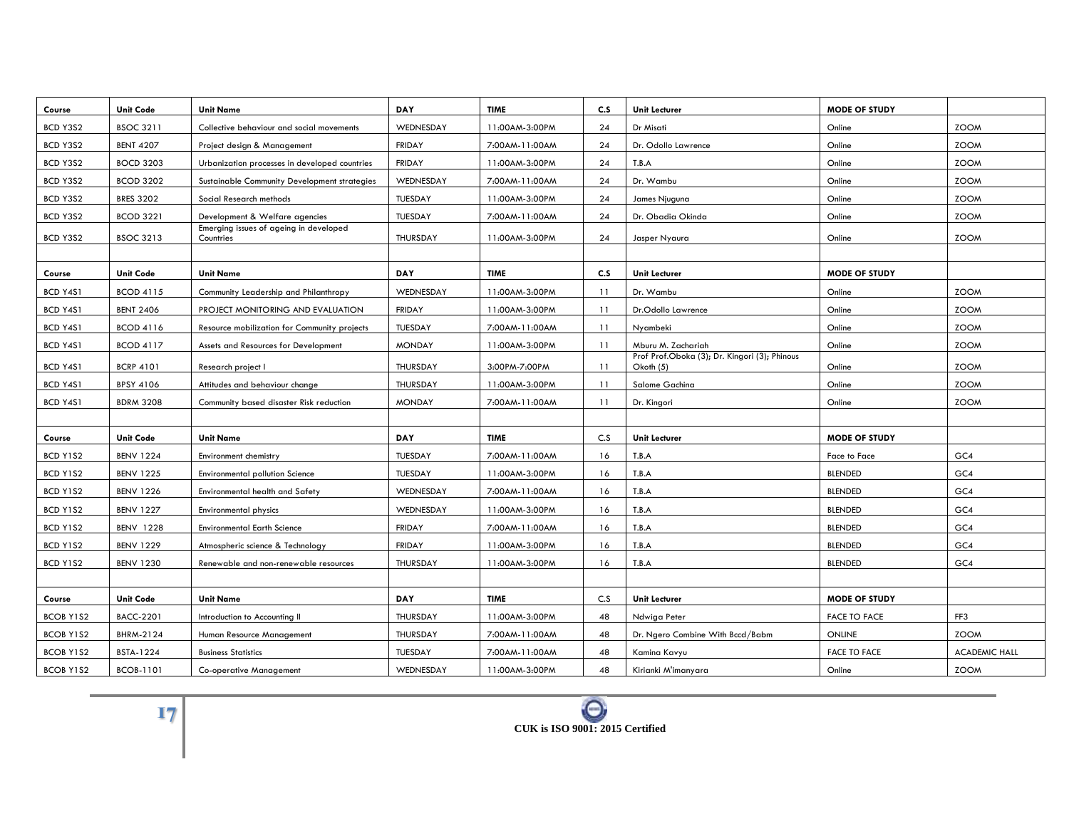| Course | Unit Code | Unit Name | DAY | TIME | C.S | Unit Lecturer | MODE OF STUDY | |
|---|---|---|---|---|---|---|---|---|
| BCD Y3S2 | BSOC 3211 | Collective behaviour and social movements | WEDNESDAY | 11:00AM-3:00PM | 24 | Dr Misati | Online | ZOOM |
| BCD Y3S2 | BENT 4207 | Project design & Management | FRIDAY | 7:00AM-11:00AM | 24 | Dr. Odollo Lawrence | Online | ZOOM |
| BCD Y3S2 | BOCD 3203 | Urbanization processes in developed countries | FRIDAY | 11:00AM-3:00PM | 24 | T.B.A | Online | ZOOM |
| BCD Y3S2 | BCOD 3202 | Sustainable Community Development strategies | WEDNESDAY | 7:00AM-11:00AM | 24 | Dr. Wambu | Online | ZOOM |
| BCD Y3S2 | BRES 3202 | Social Research methods | TUESDAY | 11:00AM-3:00PM | 24 | James Njuguna | Online | ZOOM |
| BCD Y3S2 | BCOD 3221 | Development & Welfare agencies | TUESDAY | 7:00AM-11:00AM | 24 | Dr. Obadia Okinda | Online | ZOOM |
| BCD Y3S2 | BSOC 3213 | Emerging issues of ageing in developed Countries | THURSDAY | 11:00AM-3:00PM | 24 | Jasper Nyaura | Online | ZOOM |
| | | | | | | | | |
| **Course** | **Unit Code** | **Unit Name** | **DAY** | **TIME** | **C.S** | **Unit Lecturer** | **MODE OF STUDY** | |
| BCD Y4S1 | BCOD 4115 | Community Leadership and Philanthropy | WEDNESDAY | 11:00AM-3:00PM | 11 | Dr. Wambu | Online | ZOOM |
| BCD Y4S1 | BENT 2406 | PROJECT MONITORING AND EVALUATION | FRIDAY | 11:00AM-3:00PM | 11 | Dr.Odollo Lawrence | Online | ZOOM |
| BCD Y4S1 | BCOD 4116 | Resource mobilization for Community projects | TUESDAY | 7:00AM-11:00AM | 11 | Nyambeki | Online | ZOOM |
| BCD Y4S1 | BCOD 4117 | Assets and Resources for Development | MONDAY | 11:00AM-3:00PM | 11 | Mburu M. Zachariah | Online | ZOOM |
| BCD Y4S1 | BCRP 4101 | Research project I | THURSDAY | 3:00PM-7:00PM | 11 | Prof Prof.Oboka (3); Dr. Kingori (3); Phinous Okoth (5) | Online | ZOOM |
| BCD Y4S1 | BPSY 4106 | Attitudes and behaviour change | THURSDAY | 11:00AM-3:00PM | 11 | Salome Gachina | Online | ZOOM |
| BCD Y4S1 | BDRM 3208 | Community based disaster Risk reduction | MONDAY | 7:00AM-11:00AM | 11 | Dr. Kingori | Online | ZOOM |
| | | | | | | | | |
| **Course** | **Unit Code** | **Unit Name** | **DAY** | **TIME** | **C.S** | **Unit Lecturer** | **MODE OF STUDY** | |
| BCD Y1S2 | BENV 1224 | Environment chemistry | TUESDAY | 7:00AM-11:00AM | 16 | T.B.A | Face to Face | GC4 |
| BCD Y1S2 | BENV 1225 | Environmental pollution Science | TUESDAY | 11:00AM-3:00PM | 16 | T.B.A | BLENDED | GC4 |
| BCD Y1S2 | BENV 1226 | Environmental health and Safety | WEDNESDAY | 7:00AM-11:00AM | 16 | T.B.A | BLENDED | GC4 |
| BCD Y1S2 | BENV 1227 | Environmental physics | WEDNESDAY | 11:00AM-3:00PM | 16 | T.B.A | BLENDED | GC4 |
| BCD Y1S2 | BENV 1228 | Environmental Earth Science | FRIDAY | 7:00AM-11:00AM | 16 | T.B.A | BLENDED | GC4 |
| BCD Y1S2 | BENV 1229 | Atmospheric science & Technology | FRIDAY | 11:00AM-3:00PM | 16 | T.B.A | BLENDED | GC4 |
| BCD Y1S2 | BENV 1230 | Renewable and non-renewable resources | THURSDAY | 11:00AM-3:00PM | 16 | T.B.A | BLENDED | GC4 |
| | | | | | | | | |
| **Course** | **Unit Code** | **Unit Name** | **DAY** | **TIME** | **C.S** | **Unit Lecturer** | **MODE OF STUDY** | |
| BCOB Y1S2 | BACC-2201 | Introduction to Accounting II | THURSDAY | 11:00AM-3:00PM | 48 | Ndwiga Peter | FACE TO FACE | FF3 |
| BCOB Y1S2 | BHRM-2124 | Human Resource Management | THURSDAY | 7:00AM-11:00AM | 48 | Dr. Ngero Combine With Bccd/Babm | ONLINE | ZOOM |
| BCOB Y1S2 | BSTA-1224 | Business Statistics | TUESDAY | 7:00AM-11:00AM | 48 | Kamina Kavyu | FACE TO FACE | ACADEMIC HALL |
| BCOB Y1S2 | BCOB-1101 | Co-operative Management | WEDNESDAY | 11:00AM-3:00PM | 48 | Kirianki M'imanyara | Online | ZOOM |

CUK is ISO 9001: 2015 Certified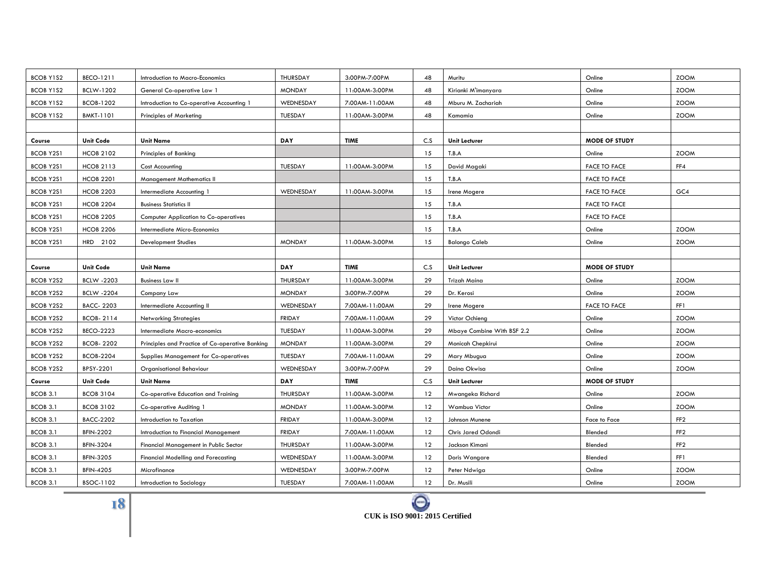| BCOB Y1S2 | BECO-1211 | Introduction to Macro-Economics | THURSDAY | 3:00PM-7:00PM | 48 | Muritu | Online | ZOOM |
|---|---|---|---|---|---|---|---|---|
| BCOB Y1S2 | BCLW-1202 | General Co-operative Law 1 | MONDAY | 11:00AM-3:00PM | 48 | Kirianki M'imanyara | Online | ZOOM |
| BCOB Y1S2 | BCOB-1202 | Introduction to Co-operative Accounting 1 | WEDNESDAY | 7:00AM-11:00AM | 48 | Mburu M. Zachariah | Online | ZOOM |
| BCOB Y1S2 | BMKT-1101 | Principles of Marketing | TUESDAY | 11:00AM-3:00PM | 48 | Kamamia | Online | ZOOM |
| | | | | | | | | |
| **Course** | **Unit Code** | **Unit Name** | **DAY** | **TIME** | **C.S** | **Unit Lecturer** | **MODE OF STUDY** | |
| BCOB Y2S1 | HCOB 2102 | Principles of Banking | | | 15 | T.B.A | Online | ZOOM |
| BCOB Y2S1 | HCOB 2113 | Cost Accounting | TUESDAY | 11:00AM-3:00PM | 15 | David Magaki | FACE TO FACE | FF4 |
| BCOB Y2S1 | HCOB 2201 | Management Mathematics II | | | 15 | T.B.A | FACE TO FACE | |
| BCOB Y2S1 | HCOB 2203 | Intermediate Accounting 1 | WEDNESDAY | 11:00AM-3:00PM | 15 | Irene Mogere | FACE TO FACE | GC4 |
| BCOB Y2S1 | HCOB 2204 | Business Statistics II | | | 15 | T.B.A | FACE TO FACE | |
| BCOB Y2S1 | HCOB 2205 | Computer Application to Co-operatives | | | 15 | T.B.A | FACE TO FACE | |
| BCOB Y2S1 | HCOB 2206 | Intermediate Micro-Economics | | | 15 | T.B.A | Online | ZOOM |
| BCOB Y2S1 | HRD 2102 | Development Studies | MONDAY | 11:00AM-3:00PM | 15 | Balongo Caleb | Online | ZOOM |
| | | | | | | | | |
| **Course** | **Unit Code** | **Unit Name** | **DAY** | **TIME** | **C.S** | **Unit Lecturer** | **MODE OF STUDY** | |
| BCOB Y2S2 | BCLW -2203 | Business Law II | THURSDAY | 11:00AM-3:00PM | 29 | Trizah Maina | Online | ZOOM |
| BCOB Y2S2 | BCLW -2204 | Company Law | MONDAY | 3:00PM-7:00PM | 29 | Dr. Kerosi | Online | ZOOM |
| BCOB Y2S2 | BACC- 2203 | Intermediate Accounting II | WEDNESDAY | 7:00AM-11:00AM | 29 | Irene Mogere | FACE TO FACE | FF1 |
| BCOB Y2S2 | BCOB- 2114 | Networking Strategies | FRIDAY | 7:00AM-11:00AM | 29 | Victor Ochieng | Online | ZOOM |
| BCOB Y2S2 | BECO-2223 | Intermediate Macro-economics | TUESDAY | 11:00AM-3:00PM | 29 | Mbaye Combine With BSF 2.2 | Online | ZOOM |
| BCOB Y2S2 | BCOB- 2202 | Principles and Practice of Co-operative Banking | MONDAY | 11:00AM-3:00PM | 29 | Monicah Chepkirui | Online | ZOOM |
| BCOB Y2S2 | BCOB-2204 | Supplies Management for Co-operatives | TUESDAY | 7:00AM-11:00AM | 29 | Mary Mbugua | Online | ZOOM |
| BCOB Y2S2 | BPSY-2201 | Organisational Behaviour | WEDNESDAY | 3:00PM-7:00PM | 29 | Daina Okwisa | Online | ZOOM |
| **Course** | **Unit Code** | **Unit Name** | **DAY** | **TIME** | **C.S** | **Unit Lecturer** | **MODE OF STUDY** | |
| BCOB 3.1 | BCOB 3104 | Co-operative Education and Training | THURSDAY | 11:00AM-3:00PM | 12 | Mwangeka Richard | Online | ZOOM |
| BCOB 3.1 | BCOB 3102 | Co-operative Auditing 1 | MONDAY | 11:00AM-3:00PM | 12 | Wambua Victor | Online | ZOOM |
| BCOB 3.1 | BACC-2202 | Introduction to Taxation | FRIDAY | 11:00AM-3:00PM | 12 | Johnson Munene | Face to Face | FF2 |
| BCOB 3.1 | BFIN-2202 | Introduction to Financial Management | FRIDAY | 7:00AM-11:00AM | 12 | Chris Jared Odondi | Blended | FF2 |
| BCOB 3.1 | BFIN-3204 | Financial Management in Public Sector | THURSDAY | 11:00AM-3:00PM | 12 | Jackson Kimani | Blended | FF2 |
| BCOB 3.1 | BFIN-3205 | Financial Modelling and Forecasting | WEDNESDAY | 11:00AM-3:00PM | 12 | Doris Wangare | Blended | FF1 |
| BCOB 3.1 | BFIN-4205 | Microfinance | WEDNESDAY | 3:00PM-7:00PM | 12 | Peter Ndwiga | Online | ZOOM |
| BCOB 3.1 | BSOC-1102 | Introduction to Sociology | TUESDAY | 7:00AM-11:00AM | 12 | Dr. Musili | Online | ZOOM |

**CUK is ISO 9001: 2015 Certified**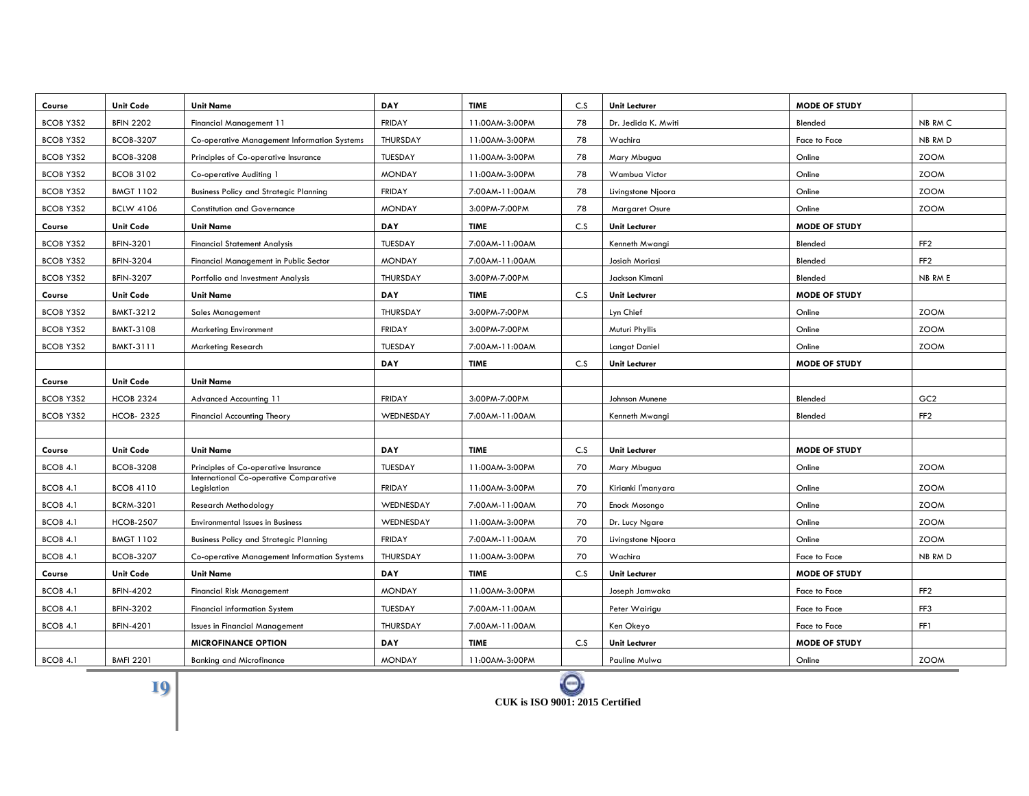| Course | Unit Code | Unit Name | DAY | TIME | C.S | Unit Lecturer | MODE OF STUDY | |
|---|---|---|---|---|---|---|---|---|
| BCOB Y3S2 | BFIN 2202 | Financial Management 11 | FRIDAY | 11:00AM-3:00PM | 78 | Dr. Jedida K. Mwiti | Blended | NB RM C |
| BCOB Y3S2 | BCOB-3207 | Co-operative Management Information Systems | THURSDAY | 11:00AM-3:00PM | 78 | Wachira | Face to Face | NB RM D |
| BCOB Y3S2 | BCOB-3208 | Principles of Co-operative Insurance | TUESDAY | 11:00AM-3:00PM | 78 | Mary Mbugua | Online | ZOOM |
| BCOB Y3S2 | BCOB 3102 | Co-operative Auditing 1 | MONDAY | 11:00AM-3:00PM | 78 | Wambua Victor | Online | ZOOM |
| BCOB Y3S2 | BMGT 1102 | Business Policy and Strategic Planning | FRIDAY | 7:00AM-11:00AM | 78 | Livingstone Njoora | Online | ZOOM |
| BCOB Y3S2 | BCLW 4106 | Constitution and Governance | MONDAY | 3:00PM-7:00PM | 78 | Margaret Osure | Online | ZOOM |
| **Course** | **Unit Code** | **Unit Name** | **DAY** | **TIME** | **C.S** | **Unit Lecturer** | **MODE OF STUDY** | |
| BCOB Y3S2 | BFIN-3201 | Financial Statement Analysis | TUESDAY | 7:00AM-11:00AM | | Kenneth Mwangi | Blended | FF2 |
| BCOB Y3S2 | BFIN-3204 | Financial Management in Public Sector | MONDAY | 7:00AM-11:00AM | | Josiah Moriasi | Blended | FF2 |
| BCOB Y3S2 | BFIN-3207 | Portfolio and Investment Analysis | THURSDAY | 3:00PM-7:00PM | | Jackson Kimani | Blended | NB RM E |
| **Course** | **Unit Code** | **Unit Name** | **DAY** | **TIME** | **C.S** | **Unit Lecturer** | **MODE OF STUDY** | |
| BCOB Y3S2 | BMKT-3212 | Sales Management | THURSDAY | 3:00PM-7:00PM | | Lyn Chief | Online | ZOOM |
| BCOB Y3S2 | BMKT-3108 | Marketing Environment | FRIDAY | 3:00PM-7:00PM | | Muturi Phyllis | Online | ZOOM |
| BCOB Y3S2 | BMKT-3111 | Marketing Research | TUESDAY | 7:00AM-11:00AM | | Langat Daniel | Online | ZOOM |
| | | | **DAY** | **TIME** | **C.S** | **Unit Lecturer** | **MODE OF STUDY** | |
| **Course** | **Unit Code** | **Unit Name** | | | | | | |
| BCOB Y3S2 | HCOB 2324 | Advanced Accounting 11 | FRIDAY | 3:00PM-7:00PM | | Johnson Munene | Blended | GC2 |
| BCOB Y3S2 | HCOB- 2325 | Financial Accounting Theory | WEDNESDAY | 7:00AM-11:00AM | | Kenneth Mwangi | Blended | FF2 |
| | | | | | | | | |
| **Course** | **Unit Code** | **Unit Name** | **DAY** | **TIME** | **C.S** | **Unit Lecturer** | **MODE OF STUDY** | |
| BCOB 4.1 | BCOB-3208 | Principles of Co-operative Insurance | TUESDAY | 11:00AM-3:00PM | 70 | Mary Mbugua | Online | ZOOM |
| BCOB 4.1 | BCOB 4110 | International Co-operative Comparative Legislation | FRIDAY | 11:00AM-3:00PM | 70 | Kirianki I'manyara | Online | ZOOM |
| BCOB 4.1 | BCRM-3201 | Research Methodology | WEDNESDAY | 7:00AM-11:00AM | 70 | Enock Mosongo | Online | ZOOM |
| BCOB 4.1 | HCOB-2507 | Environmental Issues in Business | WEDNESDAY | 11:00AM-3:00PM | 70 | Dr. Lucy Ngare | Online | ZOOM |
| BCOB 4.1 | BMGT 1102 | Business Policy and Strategic Planning | FRIDAY | 7:00AM-11:00AM | 70 | Livingstone Njoora | Online | ZOOM |
| BCOB 4.1 | BCOB-3207 | Co-operative Management Information Systems | THURSDAY | 11:00AM-3:00PM | 70 | Wachira | Face to Face | NB RM D |
| **Course** | **Unit Code** | **Unit Name** | **DAY** | **TIME** | **C.S** | **Unit Lecturer** | **MODE OF STUDY** | |
| BCOB 4.1 | BFIN-4202 | Financial Risk Management | MONDAY | 11:00AM-3:00PM | | Joseph Jamwaka | Face to Face | FF2 |
| BCOB 4.1 | BFIN-3202 | Financial information System | TUESDAY | 7:00AM-11:00AM | | Peter Wairigu | Face to Face | FF3 |
| BCOB 4.1 | BFIN-4201 | Issues in Financial Management | THURSDAY | 7:00AM-11:00AM | | Ken Okeyo | Face to Face | FF1 |
| | | **MICROFINANCE OPTION** | **DAY** | **TIME** | **C.S** | **Unit Lecturer** | **MODE OF STUDY** | |
| BCOB 4.1 | BMFI 2201 | Banking and Microfinance | MONDAY | 11:00AM-3:00PM | | Pauline Mulwa | Online | ZOOM |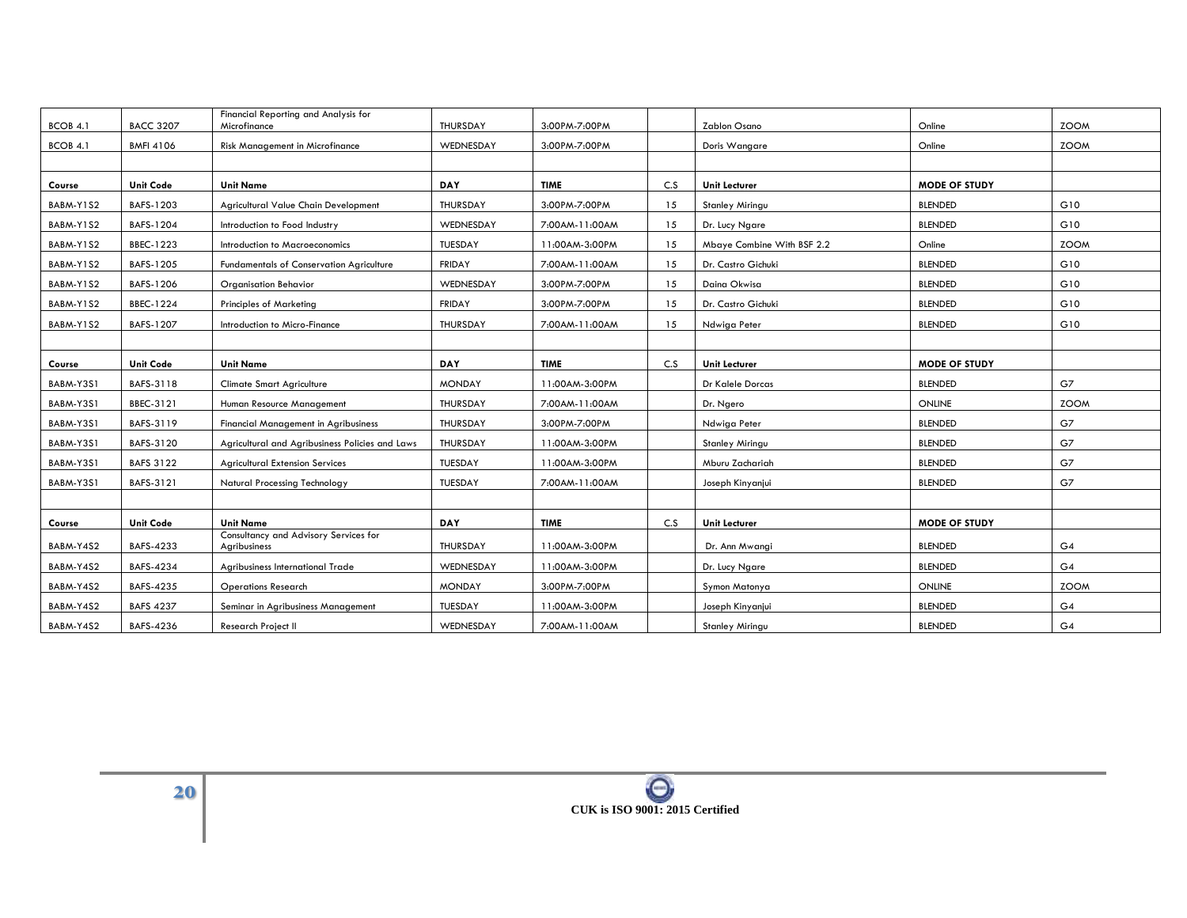| BCOB 4.1 | BACC 3207 | Financial Reporting and Analysis for Microfinance | THURSDAY | 3:00PM-7:00PM | | Zablon Osano | Online | ZOOM |
|---|---|---|---|---|---|---|---|---|
| BCOB 4.1 | BMFI 4106 | Risk Management in Microfinance | WEDNESDAY | 3:00PM-7:00PM | | Doris Wangare | Online | ZOOM |
| | | | | | | | | |
| **Course** | **Unit Code** | **Unit Name** | **DAY** | **TIME** | C.S | **Unit Lecturer** | **MODE OF STUDY** | |
| BABM-Y1S2 | BAFS-1203 | Agricultural Value Chain Development | THURSDAY | 3:00PM-7:00PM | 15 | Stanley Miringu | BLENDED | G10 |
| BABM-Y1S2 | BAFS-1204 | Introduction to Food Industry | WEDNESDAY | 7:00AM-11:00AM | 15 | Dr. Lucy Ngare | BLENDED | G10 |
| BABM-Y1S2 | BBEC-1223 | Introduction to Macroeconomics | TUESDAY | 11:00AM-3:00PM | 15 | Mbaye Combine With BSF 2.2 | Online | ZOOM |
| BABM-Y1S2 | BAFS-1205 | Fundamentals of Conservation Agriculture | FRIDAY | 7:00AM-11:00AM | 15 | Dr. Castro Gichuki | BLENDED | G10 |
| BABM-Y1S2 | BAFS-1206 | Organisation Behavior | WEDNESDAY | 3:00PM-7:00PM | 15 | Daina Okwisa | BLENDED | G10 |
| BABM-Y1S2 | BBEC-1224 | Principles of Marketing | FRIDAY | 3:00PM-7:00PM | 15 | Dr. Castro Gichuki | BLENDED | G10 |
| BABM-Y1S2 | BAFS-1207 | Introduction to Micro-Finance | THURSDAY | 7:00AM-11:00AM | 15 | Ndwiga Peter | BLENDED | G10 |
| | | | | | | | | |
| **Course** | **Unit Code** | **Unit Name** | **DAY** | **TIME** | C.S | **Unit Lecturer** | **MODE OF STUDY** | |
| BABM-Y3S1 | BAFS-3118 | Climate Smart Agriculture | MONDAY | 11:00AM-3:00PM | | Dr Kalele Dorcas | BLENDED | G7 |
| BABM-Y3S1 | BBEC-3121 | Human Resource Management | THURSDAY | 7:00AM-11:00AM | | Dr. Ngero | ONLINE | ZOOM |
| BABM-Y3S1 | BAFS-3119 | Financial Management in Agribusiness | THURSDAY | 3:00PM-7:00PM | | Ndwiga Peter | BLENDED | G7 |
| BABM-Y3S1 | BAFS-3120 | Agricultural and Agribusiness Policies and Laws | THURSDAY | 11:00AM-3:00PM | | Stanley Miringu | BLENDED | G7 |
| BABM-Y3S1 | BAFS 3122 | Agricultural Extension Services | TUESDAY | 11:00AM-3:00PM | | Mburu Zachariah | BLENDED | G7 |
| BABM-Y3S1 | BAFS-3121 | Natural Processing Technology | TUESDAY | 7:00AM-11:00AM | | Joseph Kinyanjui | BLENDED | G7 |
| | | | | | | | | |
| **Course** | **Unit Code** | **Unit Name** | **DAY** | **TIME** | C.S | **Unit Lecturer** | **MODE OF STUDY** | |
| BABM-Y4S2 | BAFS-4233 | Consultancy and Advisory Services for Agribusiness | THURSDAY | 11:00AM-3:00PM | | Dr. Ann Mwangi | BLENDED | G4 |
| BABM-Y4S2 | BAFS-4234 | Agribusiness International Trade | WEDNESDAY | 11:00AM-3:00PM | | Dr. Lucy Ngare | BLENDED | G4 |
| BABM-Y4S2 | BAFS-4235 | Operations Research | MONDAY | 3:00PM-7:00PM | | Symon Matonya | ONLINE | ZOOM |
| BABM-Y4S2 | BAFS 4237 | Seminar in Agribusiness Management | TUESDAY | 11:00AM-3:00PM | | Joseph Kinyanjui | BLENDED | G4 |
| BABM-Y4S2 | BAFS-4236 | Research Project II | WEDNESDAY | 7:00AM-11:00AM | | Stanley Miringu | BLENDED | G4 |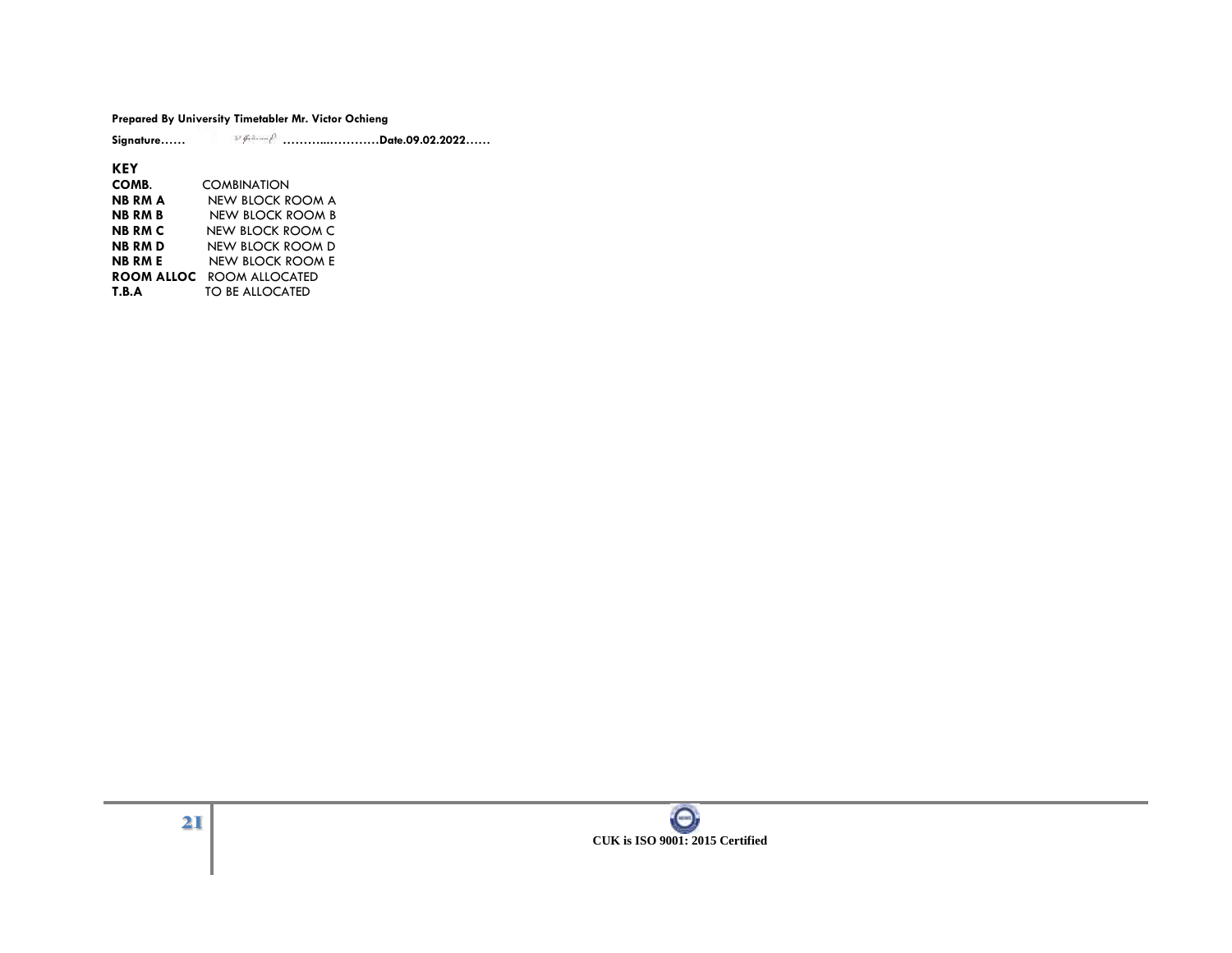**Prepared By University Timetabler Mr. Victor Ochieng**

**Signature……  ………..…………Date.09.02.2022……**

**KEY**

| | |
|---|---|
| **COMB.** | COMBINATION |
| **NB RM A** | NEW BLOCK ROOM A |
| **NB RM B** | NEW BLOCK ROOM B |
| **NB RM C** | NEW BLOCK ROOM C |
| **NB RM D** | NEW BLOCK ROOM D |
| **NB RM E** | NEW BLOCK ROOM E |
| **ROOM ALLOC** | ROOM ALLOCATED |
| **T.B.A** | TO BE ALLOCATED |

**CUK is ISO 9001: 2015 Certified**